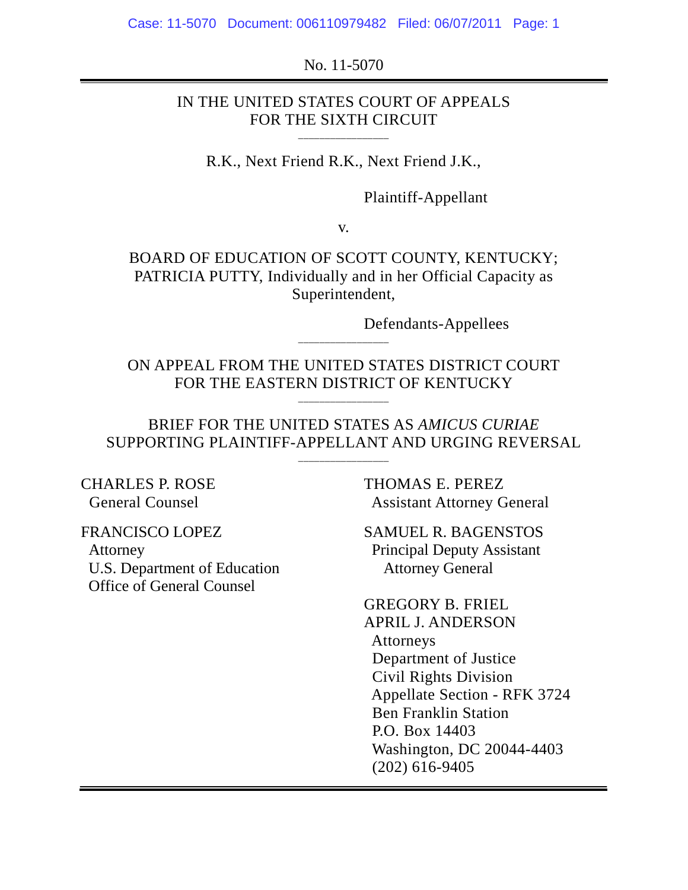No. 11-5070

IN THE UNITED STATES COURT OF APPEALS
FOR THE SIXTH CIRCUIT

---

R.K., Next Friend R.K., Next Friend J.K.,

Plaintiff-Appellant

v.

BOARD OF EDUCATION OF SCOTT COUNTY, KENTUCKY; PATRICIA PUTTY, Individually and in her Official Capacity as Superintendent,

Defendants-Appellees

---

ON APPEAL FROM THE UNITED STATES DISTRICT COURT
FOR THE EASTERN DISTRICT OF KENTUCKY

---

BRIEF FOR THE UNITED STATES AS *AMICUS CURIAE*
SUPPORTING PLAINTIFF-APPELLANT AND URGING REVERSAL

---

CHARLES P. ROSE
General Counsel

FRANCISCO LOPEZ
Attorney
U.S. Department of Education
Office of General Counsel

THOMAS E. PEREZ
Assistant Attorney General

SAMUEL R. BAGENSTOS
Principal Deputy Assistant
Attorney General

GREGORY B. FRIEL
APRIL J. ANDERSON
Attorneys
Department of Justice
Civil Rights Division
Appellate Section - RFK 3724
Ben Franklin Station
P.O. Box 14403
Washington, DC 20044-4403
(202) 616-9405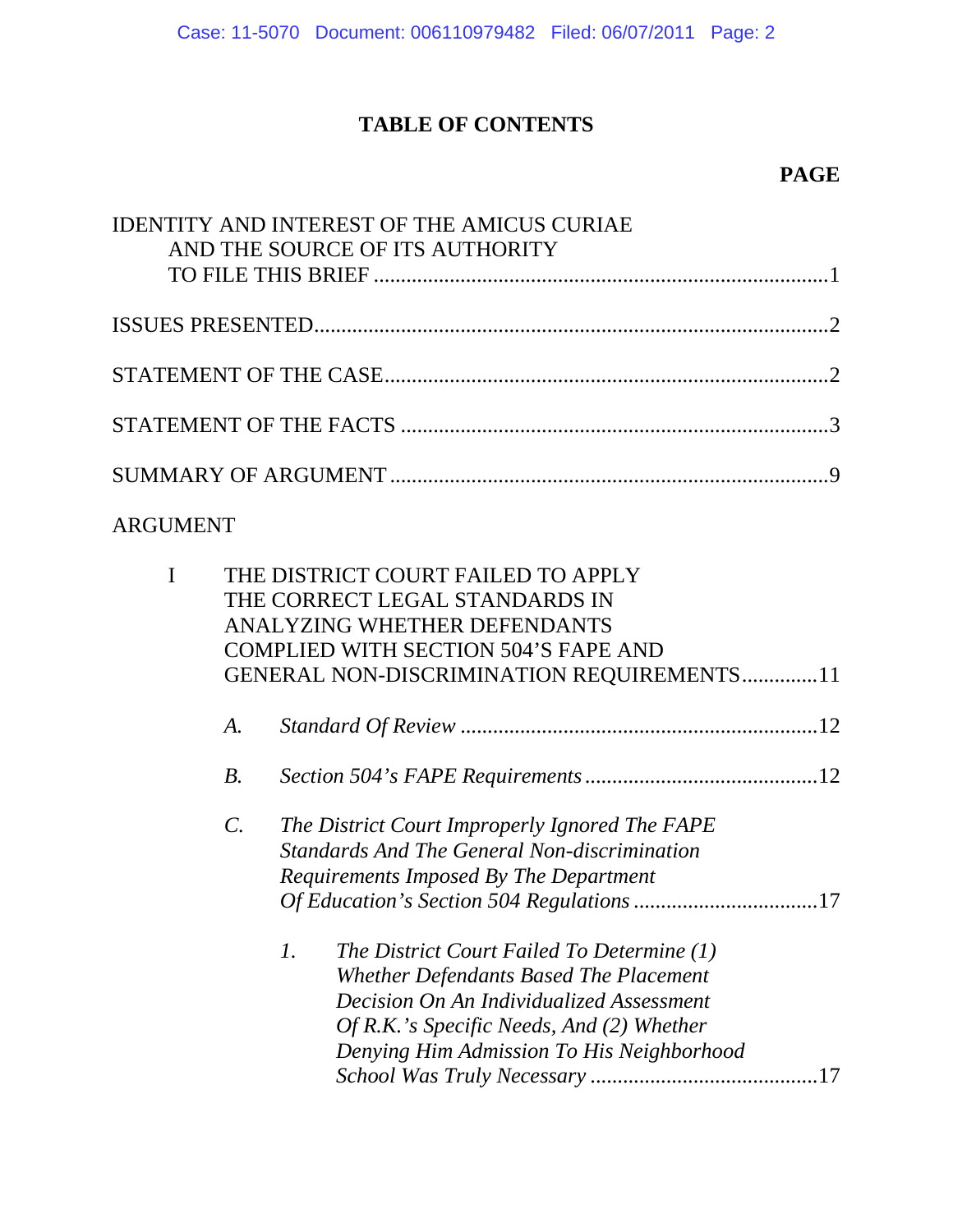# TABLE OF CONTENTS

**PAGE**

IDENTITY AND INTEREST OF THE AMICUS CURIAE AND THE SOURCE OF ITS AUTHORITY TO FILE THIS BRIEF ....................1

ISSUES PRESENTED....................2

STATEMENT OF THE CASE....................2

STATEMENT OF THE FACTS ....................3

SUMMARY OF ARGUMENT ....................9

ARGUMENT

I THE DISTRICT COURT FAILED TO APPLY THE CORRECT LEGAL STANDARDS IN ANALYZING WHETHER DEFENDANTS COMPLIED WITH SECTION 504'S FAPE AND GENERAL NON-DISCRIMINATION REQUIREMENTS....................11

- *A.* *Standard Of Review* ....................12
- *B.* *Section 504's FAPE Requirements*....................12
- *C.* *The District Court Improperly Ignored The FAPE Standards And The General Non-discrimination Requirements Imposed By The Department Of Education's Section 504 Regulations* ....................17
  - *1.* *The District Court Failed To Determine (1) Whether Defendants Based The Placement Decision On An Individualized Assessment Of R.K.'s Specific Needs, And (2) Whether Denying Him Admission To His Neighborhood School Was Truly Necessary* ....................17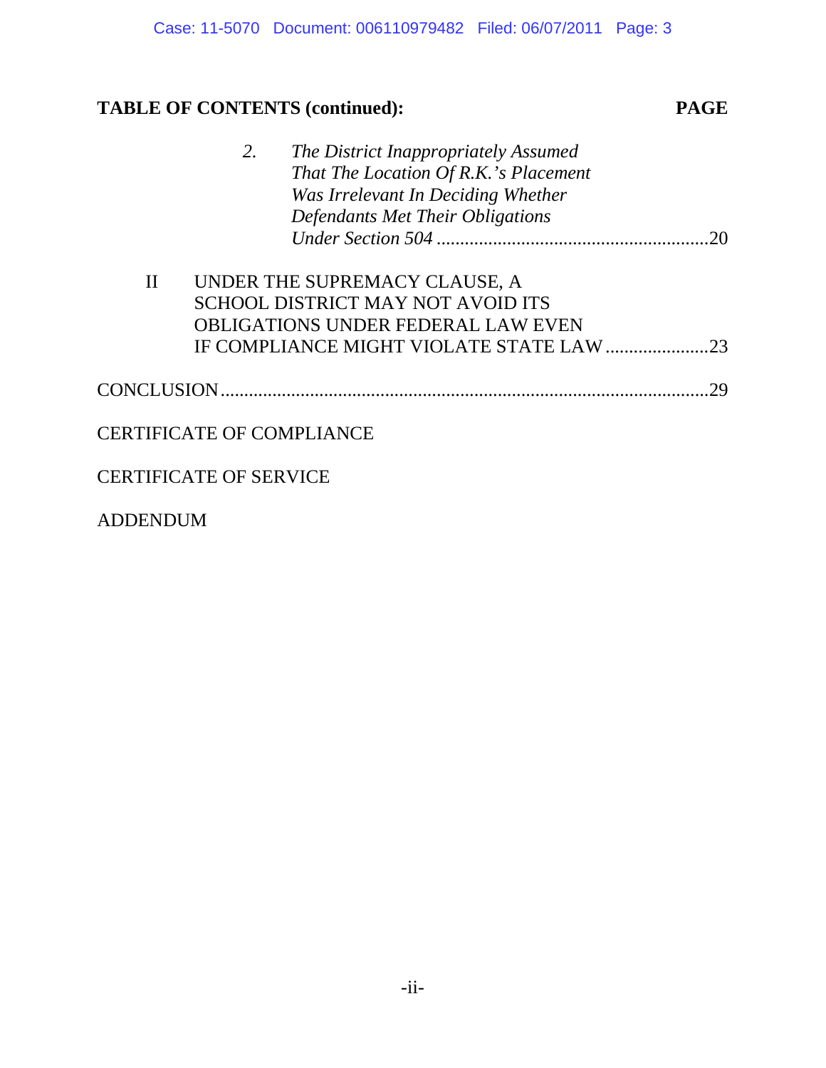**TABLE OF CONTENTS (continued):** **PAGE**

2. *The District Inappropriately Assumed That The Location Of R.K.'s Placement Was Irrelevant In Deciding Whether Defendants Met Their Obligations Under Section 504* ........................................................20

II UNDER THE SUPREMACY CLAUSE, A SCHOOL DISTRICT MAY NOT AVOID ITS OBLIGATIONS UNDER FEDERAL LAW EVEN IF COMPLIANCE MIGHT VIOLATE STATE LAW .....................23

CONCLUSION.....................................................................................................29

CERTIFICATE OF COMPLIANCE

CERTIFICATE OF SERVICE

ADDENDUM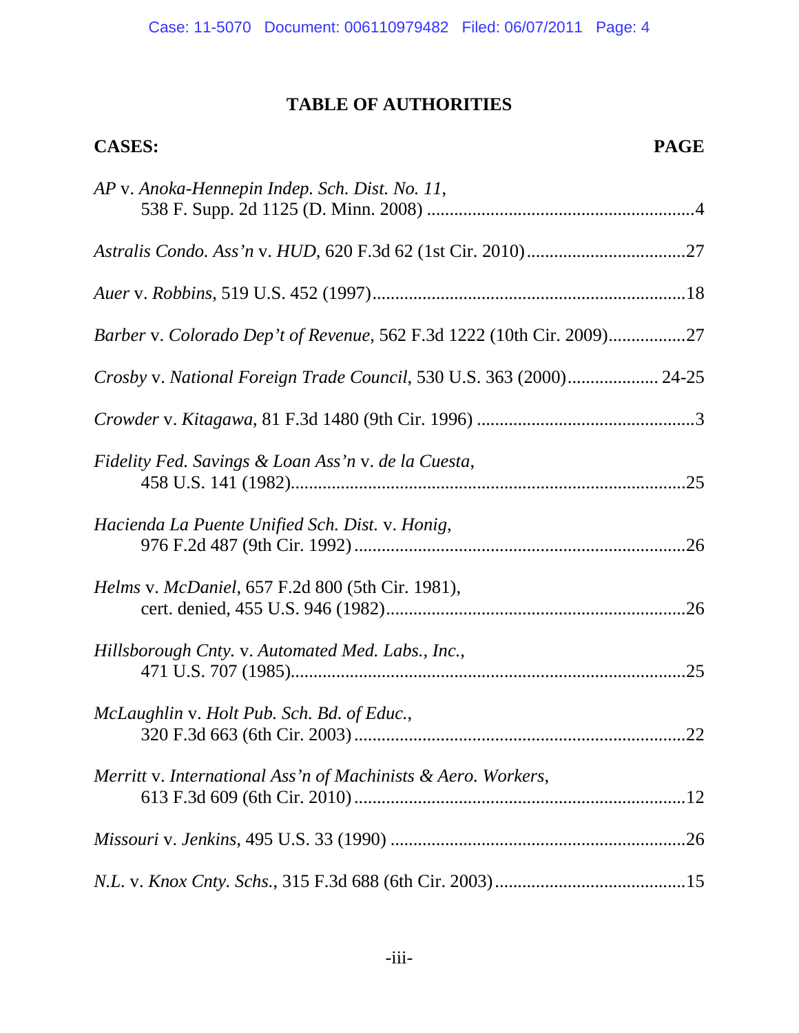# TABLE OF AUTHORITIES

**CASES:** **PAGE**

*AP* v. *Anoka-Hennepin Indep. Sch. Dist. No. 11*, 538 F. Supp. 2d 1125 (D. Minn. 2008) ............................................................4

*Astralis Condo. Ass'n* v. *HUD*, 620 F.3d 62 (1st Cir. 2010)..................................27

*Auer* v. *Robbins*, 519 U.S. 452 (1997)....................................................................18

*Barber* v. *Colorado Dep't of Revenue*, 562 F.3d 1222 (10th Cir. 2009)................27

*Crosby* v. *National Foreign Trade Council*, 530 U.S. 363 (2000).................... 24-25

*Crowder* v. *Kitagawa*, 81 F.3d 1480 (9th Cir. 1996) ................................................3

*Fidelity Fed. Savings & Loan Ass'n* v. *de la Cuesta*, 458 U.S. 141 (1982)......................................................................................25

*Hacienda La Puente Unified Sch. Dist.* v. *Honig*, 976 F.2d 487 (9th Cir. 1992) ........................................................................26

*Helms* v. *McDaniel*, 657 F.2d 800 (5th Cir. 1981), cert. denied, 455 U.S. 946 (1982).................................................................26

*Hillsborough Cnty.* v. *Automated Med. Labs., Inc.*, 471 U.S. 707 (1985)......................................................................................25

*McLaughlin* v. *Holt Pub. Sch. Bd. of Educ.*, 320 F.3d 663 (6th Cir. 2003) ........................................................................22

*Merritt* v. *International Ass'n of Machinists & Aero. Workers*, 613 F.3d 609 (6th Cir. 2010) ........................................................................12

*Missouri* v. *Jenkins*, 495 U.S. 33 (1990) .................................................................26

*N.L.* v. *Knox Cnty. Schs.*, 315 F.3d 688 (6th Cir. 2003)..........................................15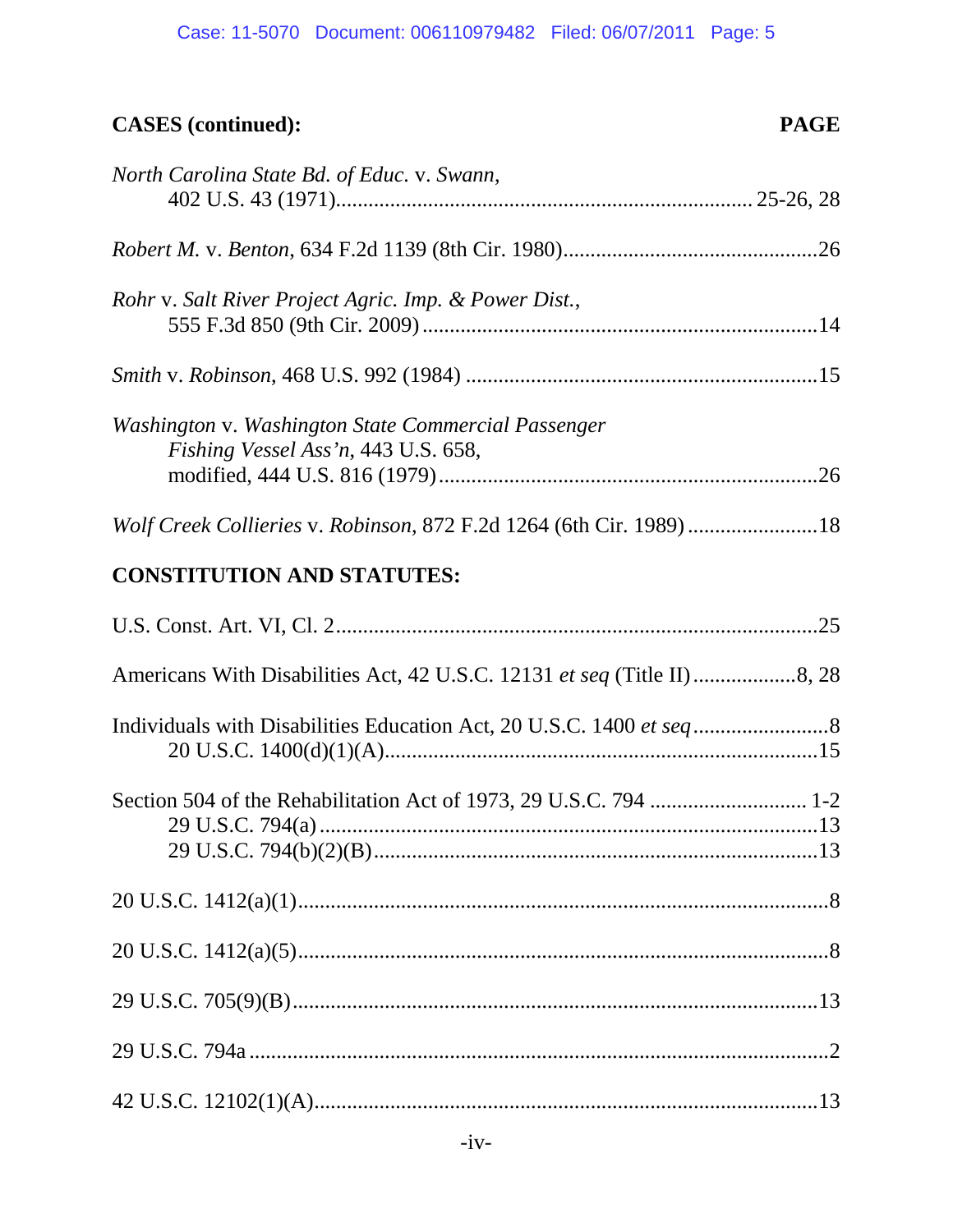**CASES (continued):** **PAGE**

*North Carolina State Bd. of Educ.* v. *Swann*, 402 U.S. 43 (1971).......................................................................... 25-26, 28

*Robert M.* v. *Benton*, 634 F.2d 1139 (8th Cir. 1980)..............................................26

*Rohr* v. *Salt River Project Agric. Imp. & Power Dist.*, 555 F.3d 850 (9th Cir. 2009) ........................................................................14

*Smith* v. *Robinson*, 468 U.S. 992 (1984) ................................................................15

*Washington* v. *Washington State Commercial Passenger Fishing Vessel Ass'n*, 443 U.S. 658, modified, 444 U.S. 816 (1979) .....................................................................26

*Wolf Creek Collieries* v. *Robinson*, 872 F.2d 1264 (6th Cir. 1989) .......................18

**CONSTITUTION AND STATUTES:**

U.S. Const. Art. VI, Cl. 2........................................................................................25

Americans With Disabilities Act, 42 U.S.C. 12131 *et seq* (Title II)...................8, 28

Individuals with Disabilities Education Act, 20 U.S.C. 1400 *et seq*.........................8
    20 U.S.C. 1400(d)(1)(A)..............................................................................15

Section 504 of the Rehabilitation Act of 1973, 29 U.S.C. 794 ............................ 1-2
    29 U.S.C. 794(a) ..........................................................................................13
    29 U.S.C. 794(b)(2)(B)................................................................................13

20 U.S.C. 1412(a)(1)..................................................................................................8

20 U.S.C. 1412(a)(5)..................................................................................................8

29 U.S.C. 705(9)(B).................................................................................................13

29 U.S.C. 794a ...........................................................................................................2

42 U.S.C. 12102(1)(A)..............................................................................................13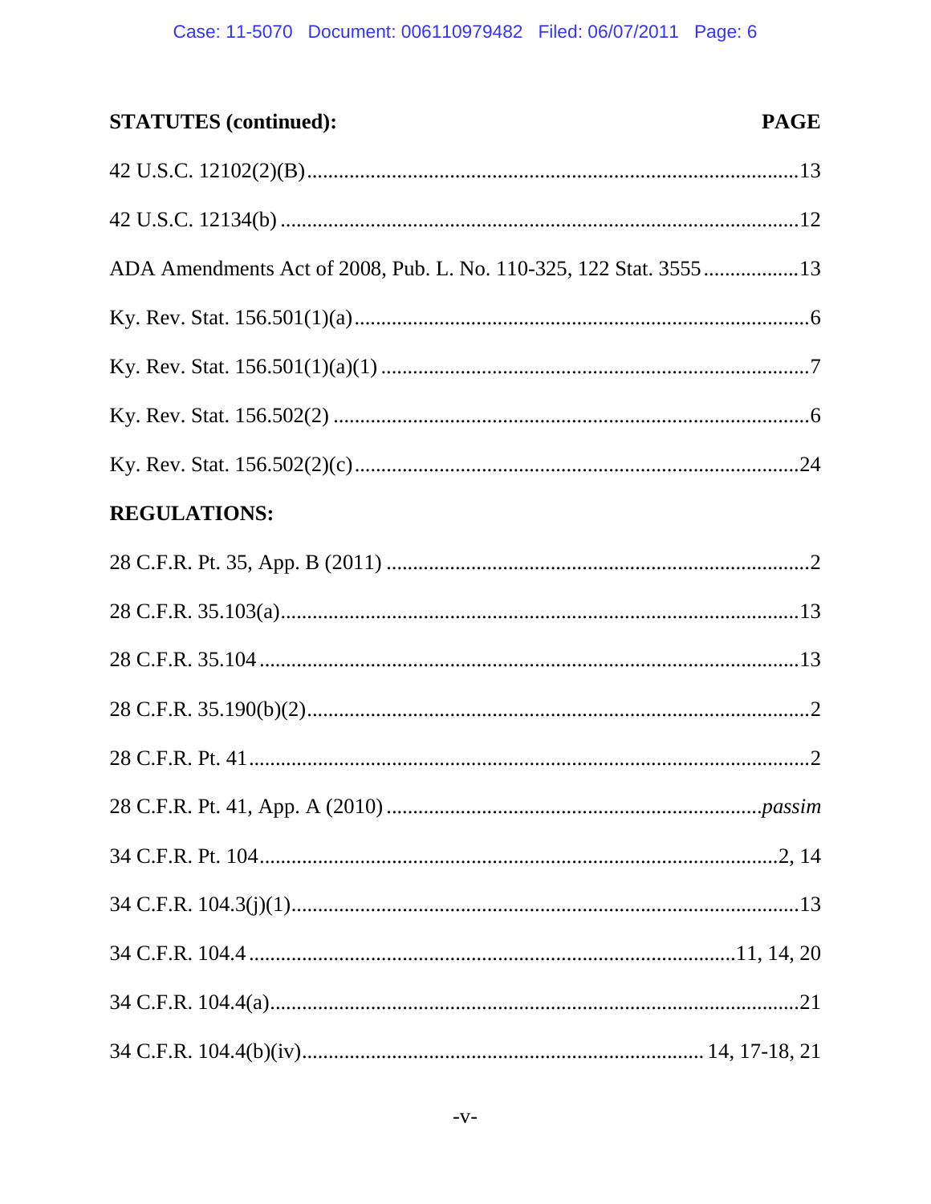| STATUTES (continued): | PAGE |
|---|---|
| 42 U.S.C. 12102(2)(B) | 13 |
| 42 U.S.C. 12134(b) | 12 |
| ADA Amendments Act of 2008, Pub. L. No. 110-325, 122 Stat. 3555 | 13 |
| Ky. Rev. Stat. 156.501(1)(a) | 6 |
| Ky. Rev. Stat. 156.501(1)(a)(1) | 7 |
| Ky. Rev. Stat. 156.502(2) | 6 |
| Ky. Rev. Stat. 156.502(2)(c) | 24 |

**REGULATIONS:**

| | |
|---|---|
| 28 C.F.R. Pt. 35, App. B (2011) | 2 |
| 28 C.F.R. 35.103(a) | 13 |
| 28 C.F.R. 35.104 | 13 |
| 28 C.F.R. 35.190(b)(2) | 2 |
| 28 C.F.R. Pt. 41 | 2 |
| 28 C.F.R. Pt. 41, App. A (2010) | *passim* |
| 34 C.F.R. Pt. 104 | 2, 14 |
| 34 C.F.R. 104.3(j)(1) | 13 |
| 34 C.F.R. 104.4 | 11, 14, 20 |
| 34 C.F.R. 104.4(a) | 21 |
| 34 C.F.R. 104.4(b)(iv) | 14, 17-18, 21 |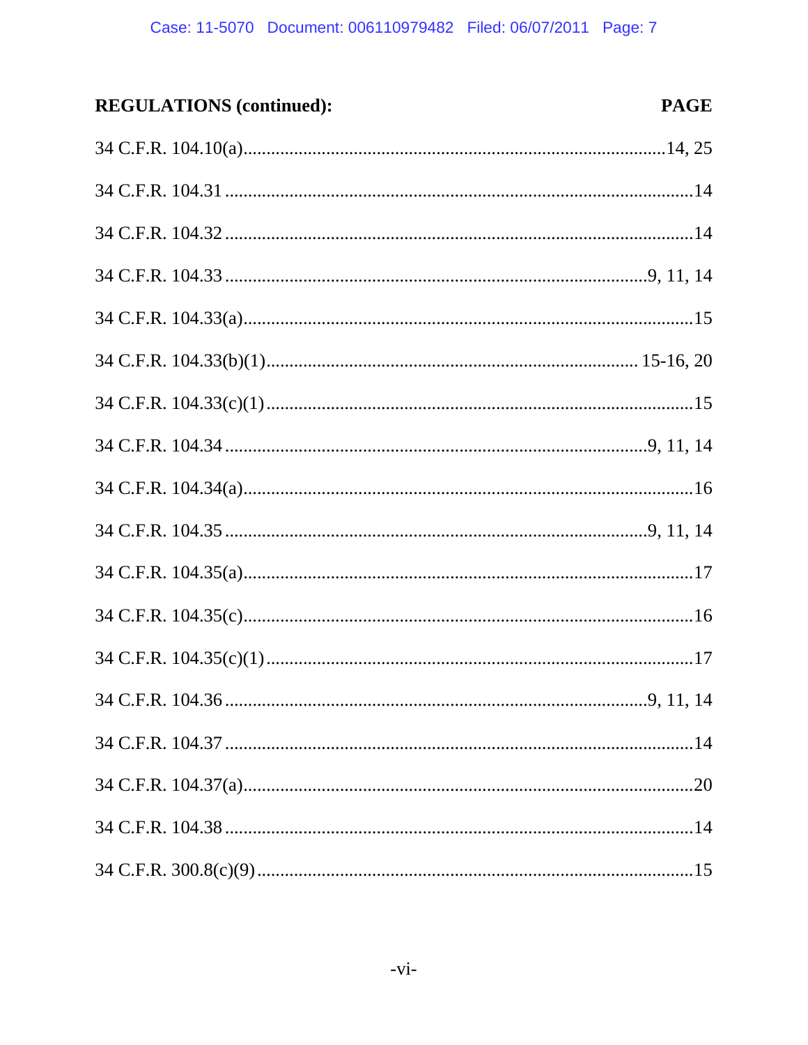| REGULATIONS (continued): | PAGE |
|---|---|
| 34 C.F.R. 104.10(a) | 14, 25 |
| 34 C.F.R. 104.31 | 14 |
| 34 C.F.R. 104.32 | 14 |
| 34 C.F.R. 104.33 | 9, 11, 14 |
| 34 C.F.R. 104.33(a) | 15 |
| 34 C.F.R. 104.33(b)(1) | 15-16, 20 |
| 34 C.F.R. 104.33(c)(1) | 15 |
| 34 C.F.R. 104.34 | 9, 11, 14 |
| 34 C.F.R. 104.34(a) | 16 |
| 34 C.F.R. 104.35 | 9, 11, 14 |
| 34 C.F.R. 104.35(a) | 17 |
| 34 C.F.R. 104.35(c) | 16 |
| 34 C.F.R. 104.35(c)(1) | 17 |
| 34 C.F.R. 104.36 | 9, 11, 14 |
| 34 C.F.R. 104.37 | 14 |
| 34 C.F.R. 104.37(a) | 20 |
| 34 C.F.R. 104.38 | 14 |
| 34 C.F.R. 300.8(c)(9) | 15 |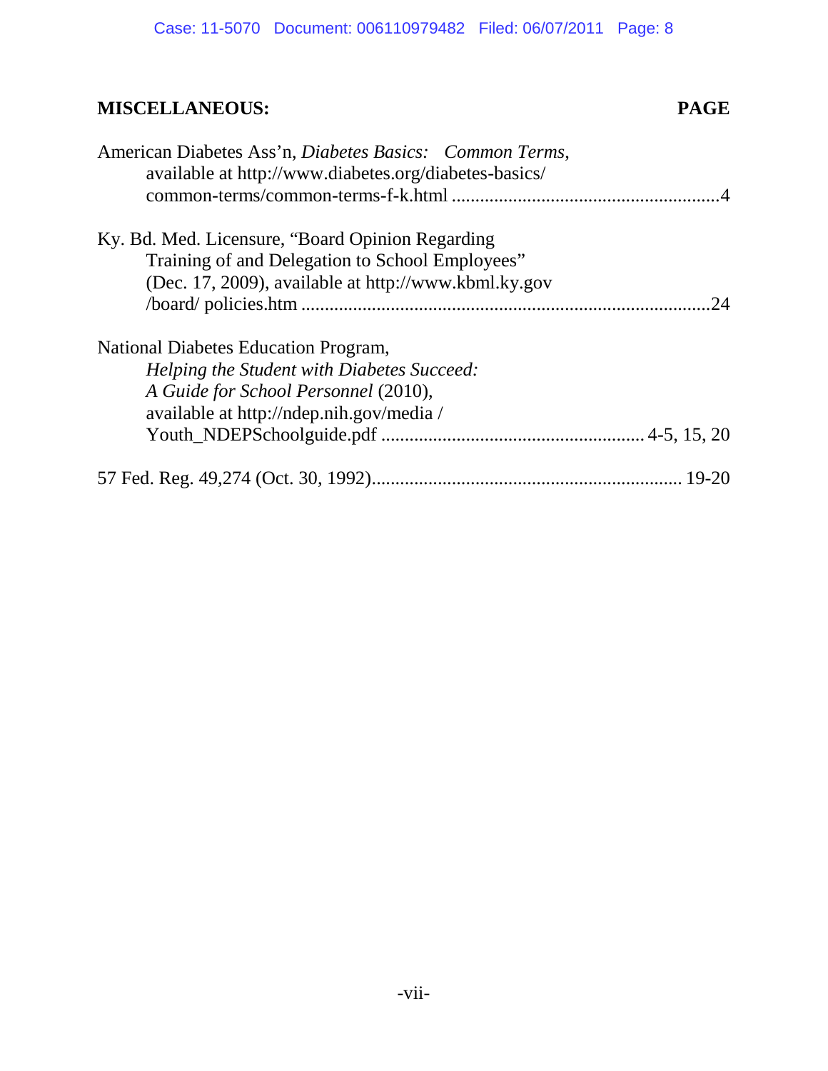**MISCELLANEOUS:** **PAGE**

American Diabetes Ass'n, *Diabetes Basics: Common Terms*, available at http://www.diabetes.org/diabetes-basics/common-terms/common-terms-f-k.html ........................................................4

Ky. Bd. Med. Licensure, "Board Opinion Regarding Training of and Delegation to School Employees" (Dec. 17, 2009), available at http://www.kbml.ky.gov/board/ policies.htm ......................................................................................24

National Diabetes Education Program, *Helping the Student with Diabetes Succeed: A Guide for School Personnel* (2010), available at http://ndep.nih.gov/media / Youth_NDEPSchoolguide.pdf ....................................................... 4-5, 15, 20

57 Fed. Reg. 49,274 (Oct. 30, 1992)................................................................. 19-20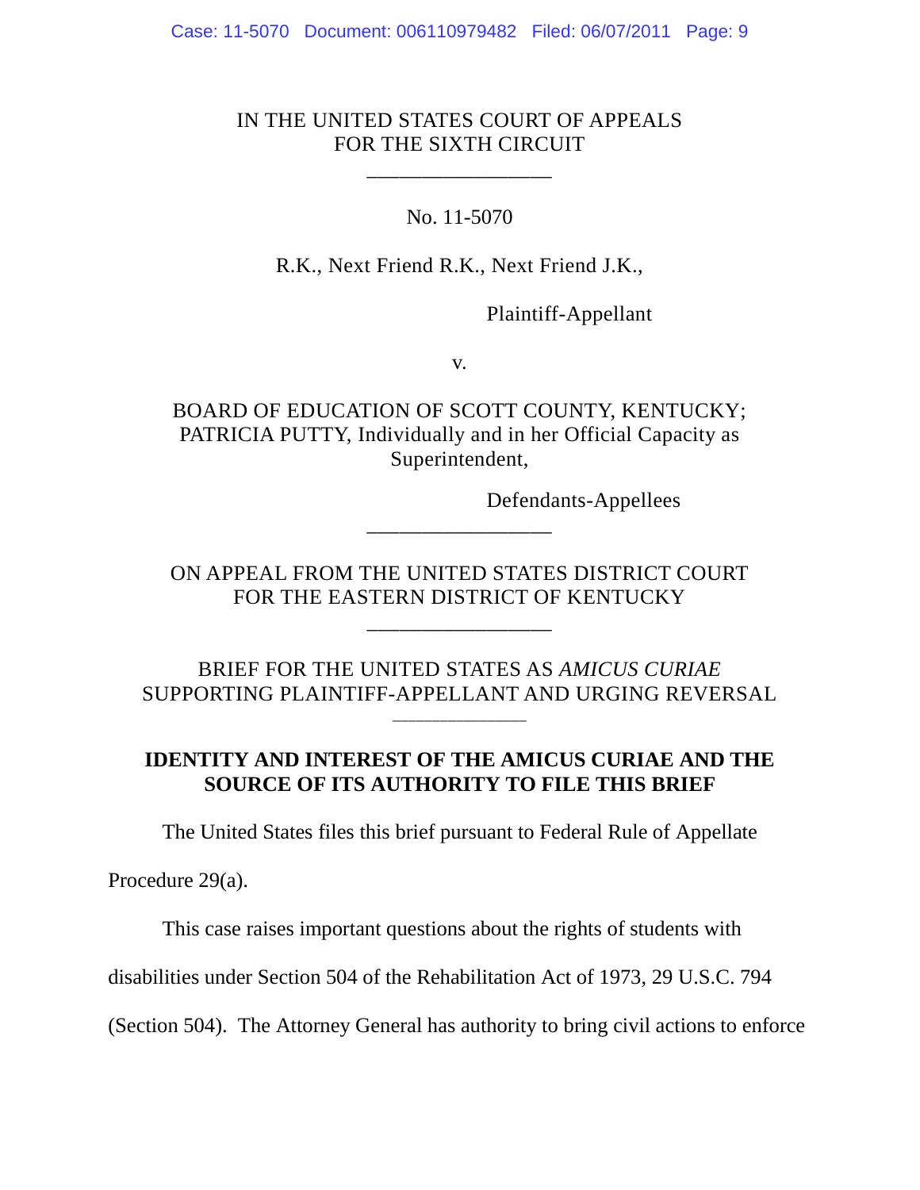IN THE UNITED STATES COURT OF APPEALS
FOR THE SIXTH CIRCUIT

\_\_\_\_\_\_\_\_\_\_\_\_\_\_\_\_\_

No. 11-5070

R.K., Next Friend R.K., Next Friend J.K.,

Plaintiff-Appellant

v.

BOARD OF EDUCATION OF SCOTT COUNTY, KENTUCKY;
PATRICIA PUTTY, Individually and in her Official Capacity as
Superintendent,

Defendants-Appellees

\_\_\_\_\_\_\_\_\_\_\_\_\_\_\_\_\_

ON APPEAL FROM THE UNITED STATES DISTRICT COURT
FOR THE EASTERN DISTRICT OF KENTUCKY

\_\_\_\_\_\_\_\_\_\_\_\_\_\_\_\_\_

BRIEF FOR THE UNITED STATES AS *AMICUS CURIAE*
SUPPORTING PLAINTIFF-APPELLANT AND URGING REVERSAL

\_\_\_\_\_\_\_\_\_\_\_\_\_\_

**IDENTITY AND INTEREST OF THE AMICUS CURIAE AND THE SOURCE OF ITS AUTHORITY TO FILE THIS BRIEF**

The United States files this brief pursuant to Federal Rule of Appellate Procedure 29(a).

This case raises important questions about the rights of students with disabilities under Section 504 of the Rehabilitation Act of 1973, 29 U.S.C. 794 (Section 504). The Attorney General has authority to bring civil actions to enforce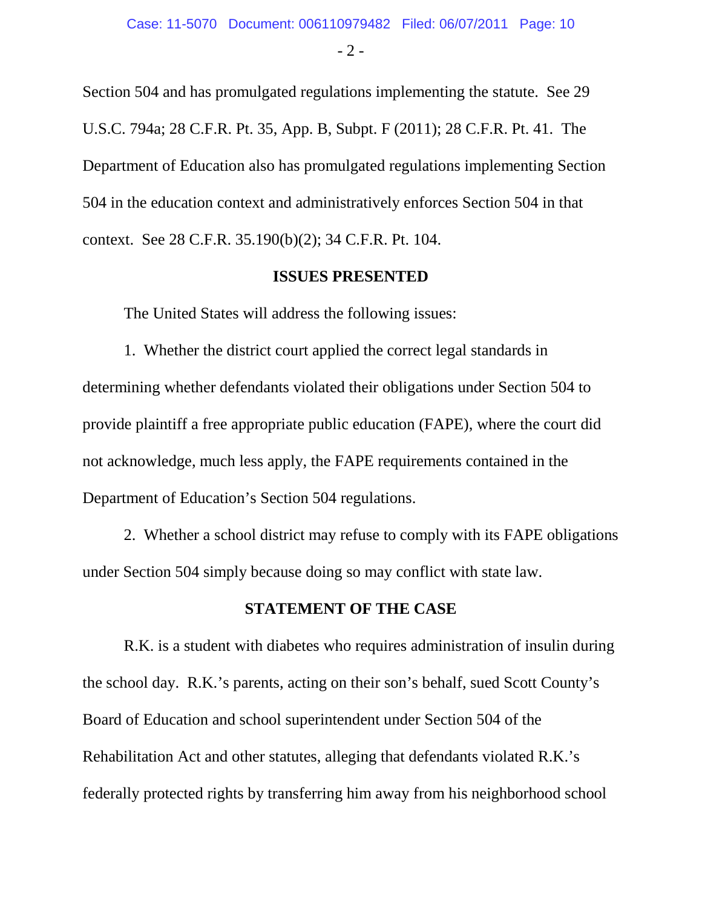Section 504 and has promulgated regulations implementing the statute. See 29 U.S.C. 794a; 28 C.F.R. Pt. 35, App. B, Subpt. F (2011); 28 C.F.R. Pt. 41. The Department of Education also has promulgated regulations implementing Section 504 in the education context and administratively enforces Section 504 in that context. See 28 C.F.R. 35.190(b)(2); 34 C.F.R. Pt. 104.

## ISSUES PRESENTED

The United States will address the following issues:

1. Whether the district court applied the correct legal standards in determining whether defendants violated their obligations under Section 504 to provide plaintiff a free appropriate public education (FAPE), where the court did not acknowledge, much less apply, the FAPE requirements contained in the Department of Education's Section 504 regulations.

2. Whether a school district may refuse to comply with its FAPE obligations under Section 504 simply because doing so may conflict with state law.

## STATEMENT OF THE CASE

R.K. is a student with diabetes who requires administration of insulin during the school day. R.K.'s parents, acting on their son's behalf, sued Scott County's Board of Education and school superintendent under Section 504 of the Rehabilitation Act and other statutes, alleging that defendants violated R.K.'s federally protected rights by transferring him away from his neighborhood school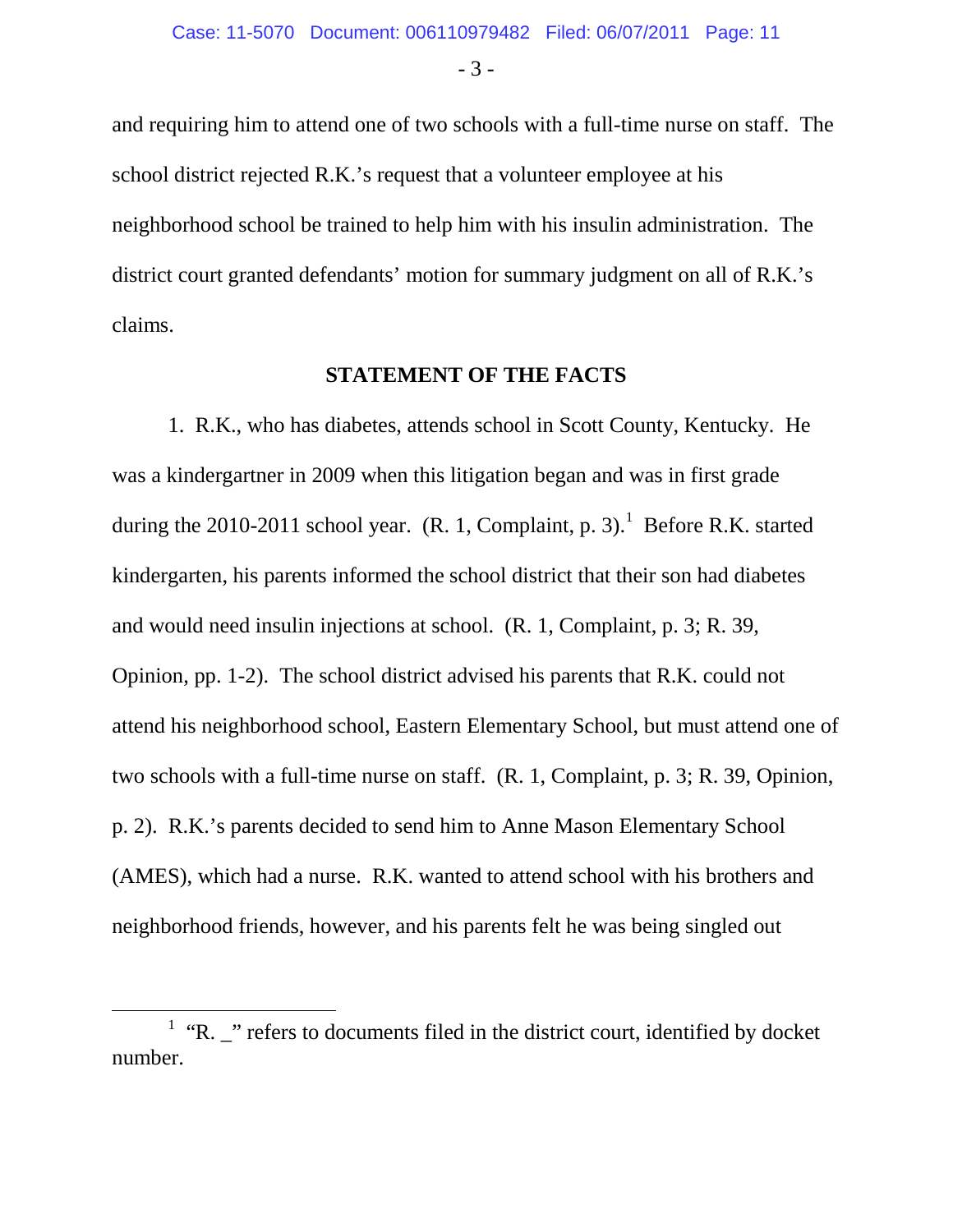and requiring him to attend one of two schools with a full-time nurse on staff. The school district rejected R.K.'s request that a volunteer employee at his neighborhood school be trained to help him with his insulin administration. The district court granted defendants' motion for summary judgment on all of R.K.'s claims.

## STATEMENT OF THE FACTS

1. R.K., who has diabetes, attends school in Scott County, Kentucky. He was a kindergartner in 2009 when this litigation began and was in first grade during the 2010-2011 school year. (R. 1, Complaint, p. 3).[1] Before R.K. started kindergarten, his parents informed the school district that their son had diabetes and would need insulin injections at school. (R. 1, Complaint, p. 3; R. 39, Opinion, pp. 1-2). The school district advised his parents that R.K. could not attend his neighborhood school, Eastern Elementary School, but must attend one of two schools with a full-time nurse on staff. (R. 1, Complaint, p. 3; R. 39, Opinion, p. 2). R.K.'s parents decided to send him to Anne Mason Elementary School (AMES), which had a nurse. R.K. wanted to attend school with his brothers and neighborhood friends, however, and his parents felt he was being singled out

[1] "R. _" refers to documents filed in the district court, identified by docket number.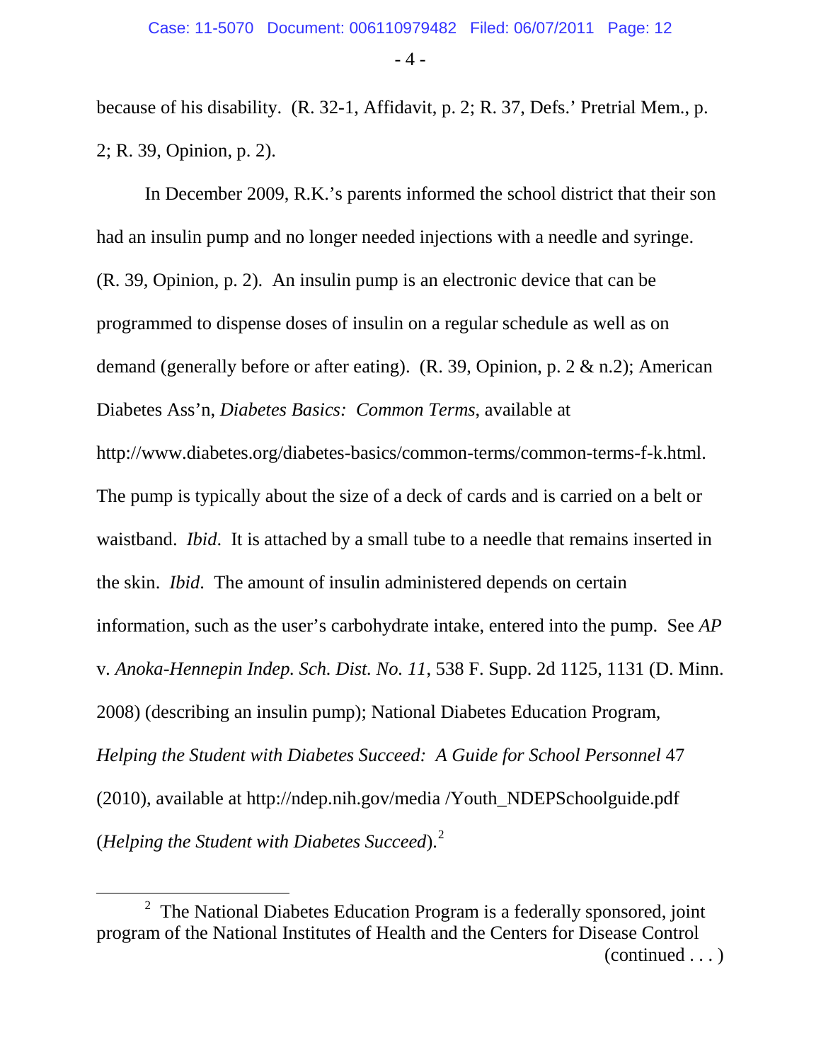because of his disability. (R. 32-1, Affidavit, p. 2; R. 37, Defs.' Pretrial Mem., p. 2; R. 39, Opinion, p. 2).

In December 2009, R.K.'s parents informed the school district that their son had an insulin pump and no longer needed injections with a needle and syringe. (R. 39, Opinion, p. 2). An insulin pump is an electronic device that can be programmed to dispense doses of insulin on a regular schedule as well as on demand (generally before or after eating). (R. 39, Opinion, p. 2 & n.2); American Diabetes Ass'n, *Diabetes Basics: Common Terms*, available at http://www.diabetes.org/diabetes-basics/common-terms/common-terms-f-k.html. The pump is typically about the size of a deck of cards and is carried on a belt or waistband. *Ibid*. It is attached by a small tube to a needle that remains inserted in the skin. *Ibid*. The amount of insulin administered depends on certain information, such as the user's carbohydrate intake, entered into the pump. See *AP* v. *Anoka-Hennepin Indep. Sch. Dist. No. 11*, 538 F. Supp. 2d 1125, 1131 (D. Minn. 2008) (describing an insulin pump); National Diabetes Education Program, *Helping the Student with Diabetes Succeed: A Guide for School Personnel* 47 (2010), available at http://ndep.nih.gov/media /Youth_NDEPSchoolguide.pdf (*Helping the Student with Diabetes Succeed*).[2]

---

[2] The National Diabetes Education Program is a federally sponsored, joint program of the National Institutes of Health and the Centers for Disease Control (continued . . . )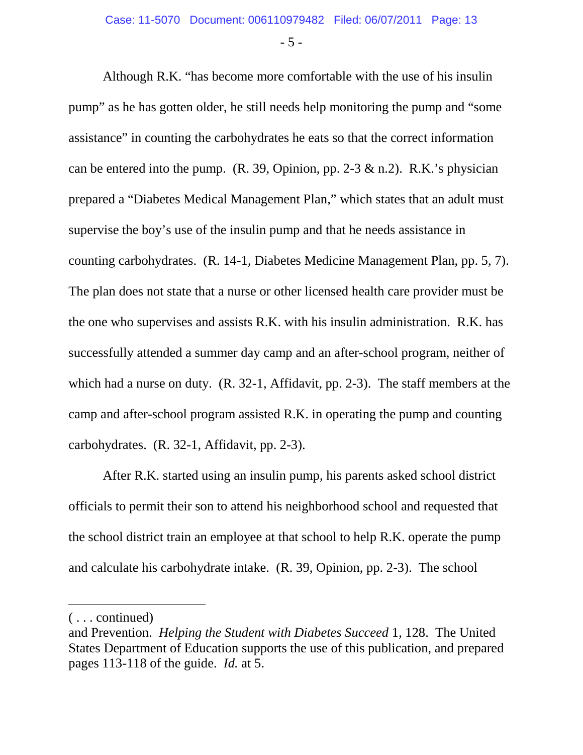Although R.K. "has become more comfortable with the use of his insulin pump" as he has gotten older, he still needs help monitoring the pump and "some assistance" in counting the carbohydrates he eats so that the correct information can be entered into the pump. (R. 39, Opinion, pp. 2-3 & n.2). R.K.'s physician prepared a "Diabetes Medical Management Plan," which states that an adult must supervise the boy's use of the insulin pump and that he needs assistance in counting carbohydrates. (R. 14-1, Diabetes Medicine Management Plan, pp. 5, 7). The plan does not state that a nurse or other licensed health care provider must be the one who supervises and assists R.K. with his insulin administration. R.K. has successfully attended a summer day camp and an after-school program, neither of which had a nurse on duty. (R. 32-1, Affidavit, pp. 2-3). The staff members at the camp and after-school program assisted R.K. in operating the pump and counting carbohydrates. (R. 32-1, Affidavit, pp. 2-3).

After R.K. started using an insulin pump, his parents asked school district officials to permit their son to attend his neighborhood school and requested that the school district train an employee at that school to help R.K. operate the pump and calculate his carbohydrate intake. (R. 39, Opinion, pp. 2-3). The school

---

( . . . continued)
and Prevention. *Helping the Student with Diabetes Succeed* 1, 128. The United States Department of Education supports the use of this publication, and prepared pages 113-118 of the guide. *Id.* at 5.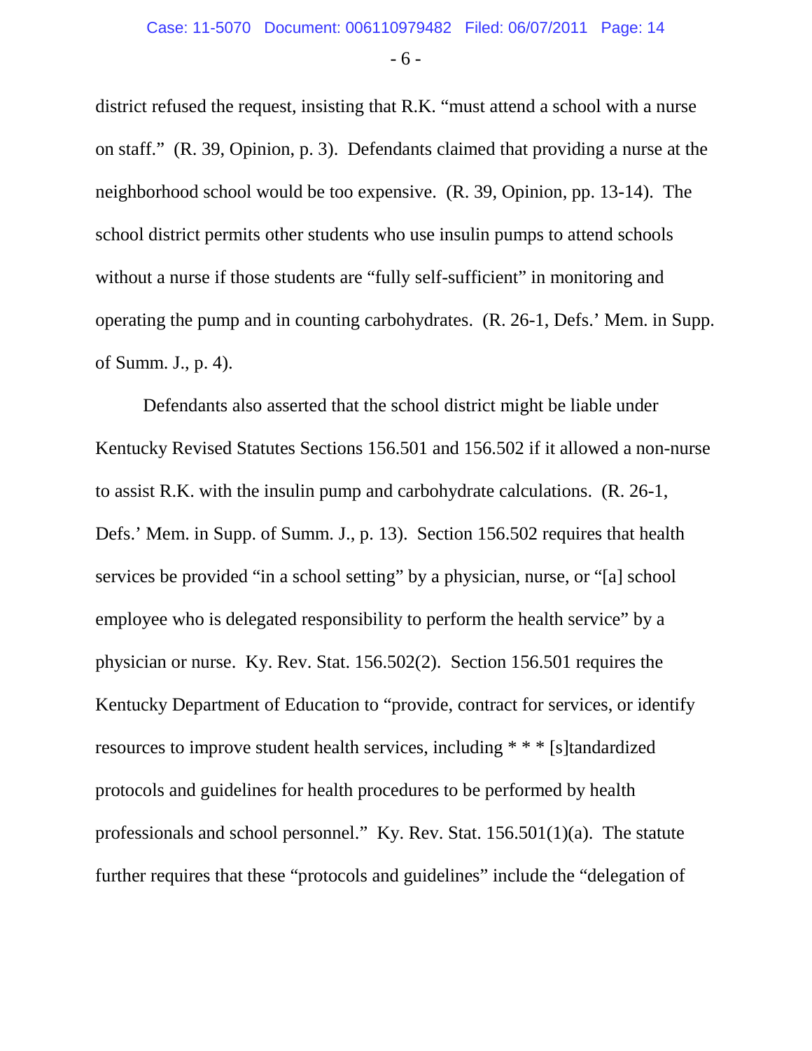district refused the request, insisting that R.K. "must attend a school with a nurse on staff." (R. 39, Opinion, p. 3). Defendants claimed that providing a nurse at the neighborhood school would be too expensive. (R. 39, Opinion, pp. 13-14). The school district permits other students who use insulin pumps to attend schools without a nurse if those students are "fully self-sufficient" in monitoring and operating the pump and in counting carbohydrates. (R. 26-1, Defs.' Mem. in Supp. of Summ. J., p. 4).

Defendants also asserted that the school district might be liable under Kentucky Revised Statutes Sections 156.501 and 156.502 if it allowed a non-nurse to assist R.K. with the insulin pump and carbohydrate calculations. (R. 26-1, Defs.' Mem. in Supp. of Summ. J., p. 13). Section 156.502 requires that health services be provided "in a school setting" by a physician, nurse, or "[a] school employee who is delegated responsibility to perform the health service" by a physician or nurse. Ky. Rev. Stat. 156.502(2). Section 156.501 requires the Kentucky Department of Education to "provide, contract for services, or identify resources to improve student health services, including * * * [s]tandardized protocols and guidelines for health procedures to be performed by health professionals and school personnel." Ky. Rev. Stat. 156.501(1)(a). The statute further requires that these "protocols and guidelines" include the "delegation of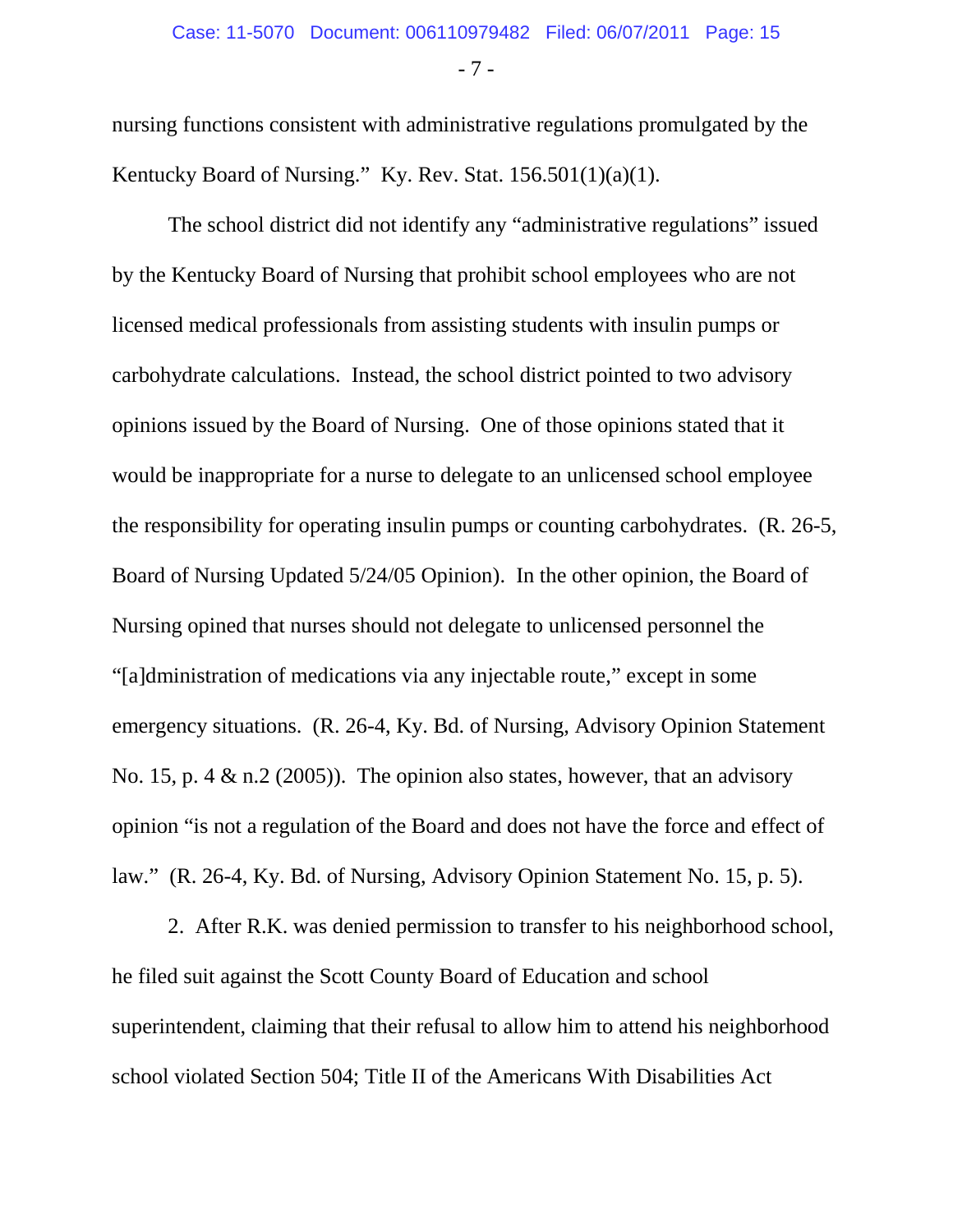nursing functions consistent with administrative regulations promulgated by the Kentucky Board of Nursing." Ky. Rev. Stat. 156.501(1)(a)(1).

The school district did not identify any "administrative regulations" issued by the Kentucky Board of Nursing that prohibit school employees who are not licensed medical professionals from assisting students with insulin pumps or carbohydrate calculations. Instead, the school district pointed to two advisory opinions issued by the Board of Nursing. One of those opinions stated that it would be inappropriate for a nurse to delegate to an unlicensed school employee the responsibility for operating insulin pumps or counting carbohydrates. (R. 26-5, Board of Nursing Updated 5/24/05 Opinion). In the other opinion, the Board of Nursing opined that nurses should not delegate to unlicensed personnel the "[a]dministration of medications via any injectable route," except in some emergency situations. (R. 26-4, Ky. Bd. of Nursing, Advisory Opinion Statement No. 15, p. 4 & n.2 (2005)). The opinion also states, however, that an advisory opinion "is not a regulation of the Board and does not have the force and effect of law." (R. 26-4, Ky. Bd. of Nursing, Advisory Opinion Statement No. 15, p. 5).

2. After R.K. was denied permission to transfer to his neighborhood school, he filed suit against the Scott County Board of Education and school superintendent, claiming that their refusal to allow him to attend his neighborhood school violated Section 504; Title II of the Americans With Disabilities Act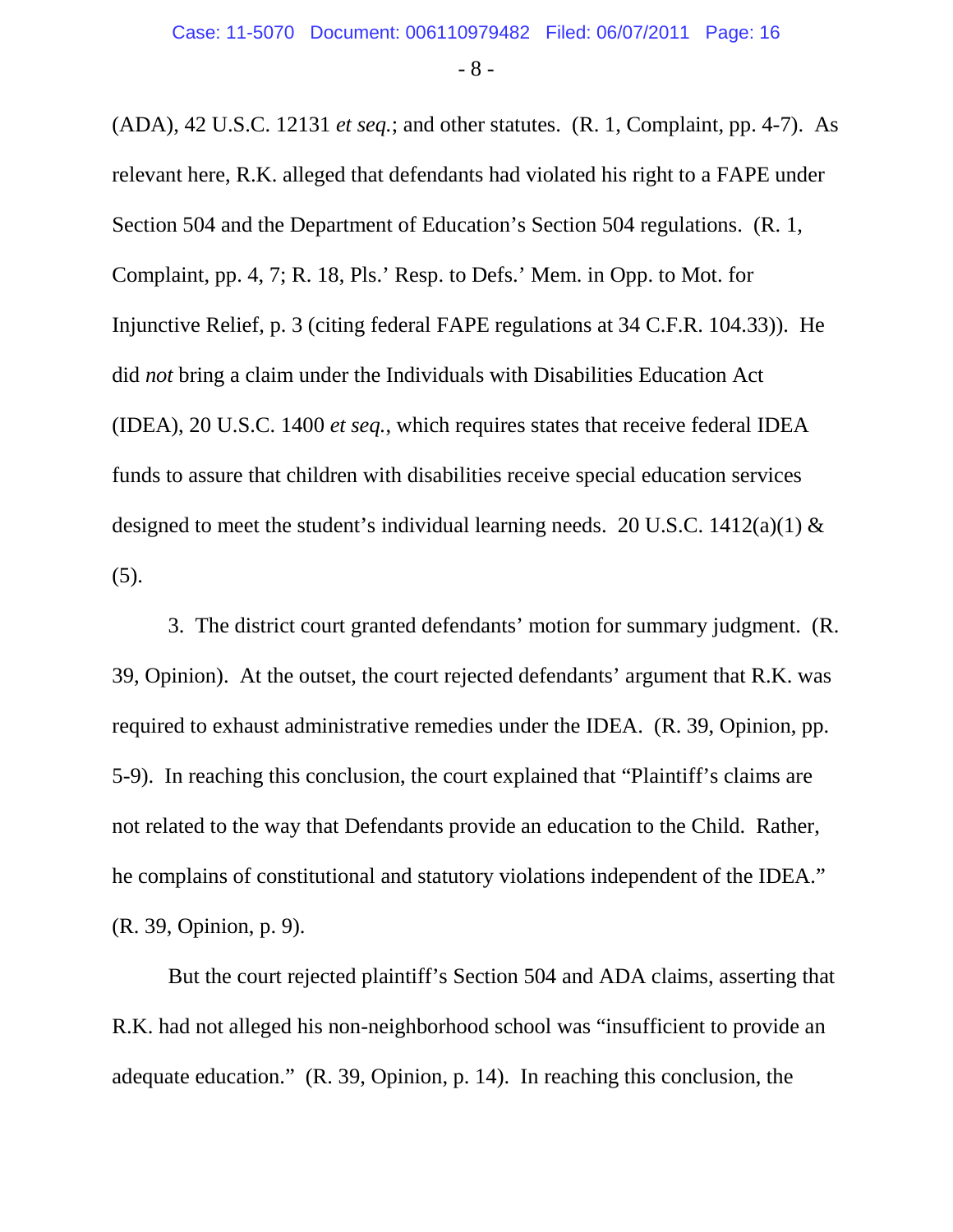(ADA), 42 U.S.C. 12131 *et seq.*; and other statutes. (R. 1, Complaint, pp. 4-7). As relevant here, R.K. alleged that defendants had violated his right to a FAPE under Section 504 and the Department of Education's Section 504 regulations. (R. 1, Complaint, pp. 4, 7; R. 18, Pls.' Resp. to Defs.' Mem. in Opp. to Mot. for Injunctive Relief, p. 3 (citing federal FAPE regulations at 34 C.F.R. 104.33)). He did *not* bring a claim under the Individuals with Disabilities Education Act (IDEA), 20 U.S.C. 1400 *et seq.*, which requires states that receive federal IDEA funds to assure that children with disabilities receive special education services designed to meet the student's individual learning needs. 20 U.S.C. 1412(a)(1) & (5).

3. The district court granted defendants' motion for summary judgment. (R. 39, Opinion). At the outset, the court rejected defendants' argument that R.K. was required to exhaust administrative remedies under the IDEA. (R. 39, Opinion, pp. 5-9). In reaching this conclusion, the court explained that "Plaintiff's claims are not related to the way that Defendants provide an education to the Child. Rather, he complains of constitutional and statutory violations independent of the IDEA." (R. 39, Opinion, p. 9).

But the court rejected plaintiff's Section 504 and ADA claims, asserting that R.K. had not alleged his non-neighborhood school was "insufficient to provide an adequate education." (R. 39, Opinion, p. 14). In reaching this conclusion, the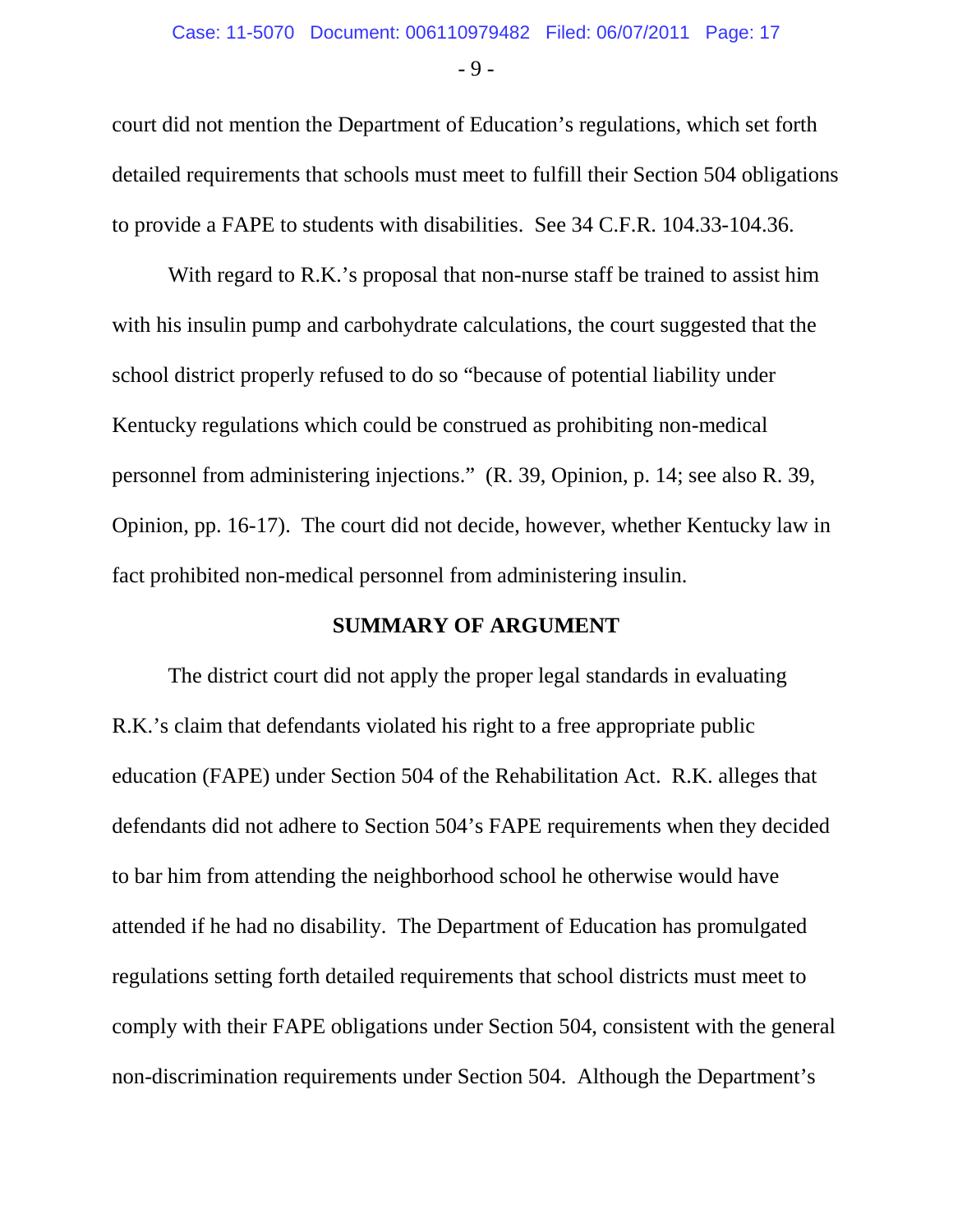court did not mention the Department of Education's regulations, which set forth detailed requirements that schools must meet to fulfill their Section 504 obligations to provide a FAPE to students with disabilities. See 34 C.F.R. 104.33-104.36.

With regard to R.K.'s proposal that non-nurse staff be trained to assist him with his insulin pump and carbohydrate calculations, the court suggested that the school district properly refused to do so "because of potential liability under Kentucky regulations which could be construed as prohibiting non-medical personnel from administering injections." (R. 39, Opinion, p. 14; see also R. 39, Opinion, pp. 16-17). The court did not decide, however, whether Kentucky law in fact prohibited non-medical personnel from administering insulin.

## SUMMARY OF ARGUMENT

The district court did not apply the proper legal standards in evaluating R.K.'s claim that defendants violated his right to a free appropriate public education (FAPE) under Section 504 of the Rehabilitation Act. R.K. alleges that defendants did not adhere to Section 504's FAPE requirements when they decided to bar him from attending the neighborhood school he otherwise would have attended if he had no disability. The Department of Education has promulgated regulations setting forth detailed requirements that school districts must meet to comply with their FAPE obligations under Section 504, consistent with the general non-discrimination requirements under Section 504. Although the Department's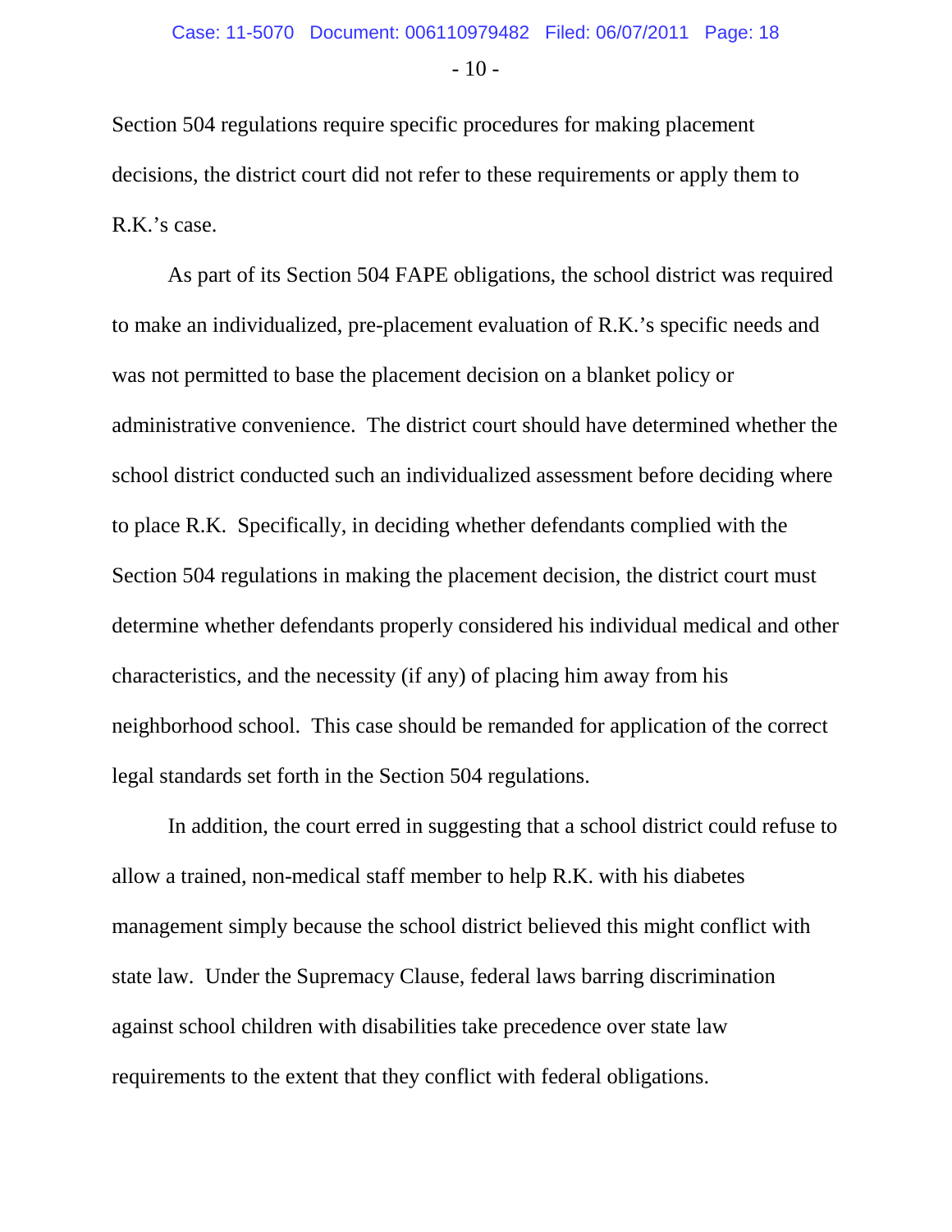Section 504 regulations require specific procedures for making placement decisions, the district court did not refer to these requirements or apply them to R.K.'s case.

As part of its Section 504 FAPE obligations, the school district was required to make an individualized, pre-placement evaluation of R.K.'s specific needs and was not permitted to base the placement decision on a blanket policy or administrative convenience. The district court should have determined whether the school district conducted such an individualized assessment before deciding where to place R.K. Specifically, in deciding whether defendants complied with the Section 504 regulations in making the placement decision, the district court must determine whether defendants properly considered his individual medical and other characteristics, and the necessity (if any) of placing him away from his neighborhood school. This case should be remanded for application of the correct legal standards set forth in the Section 504 regulations.

In addition, the court erred in suggesting that a school district could refuse to allow a trained, non-medical staff member to help R.K. with his diabetes management simply because the school district believed this might conflict with state law. Under the Supremacy Clause, federal laws barring discrimination against school children with disabilities take precedence over state law requirements to the extent that they conflict with federal obligations.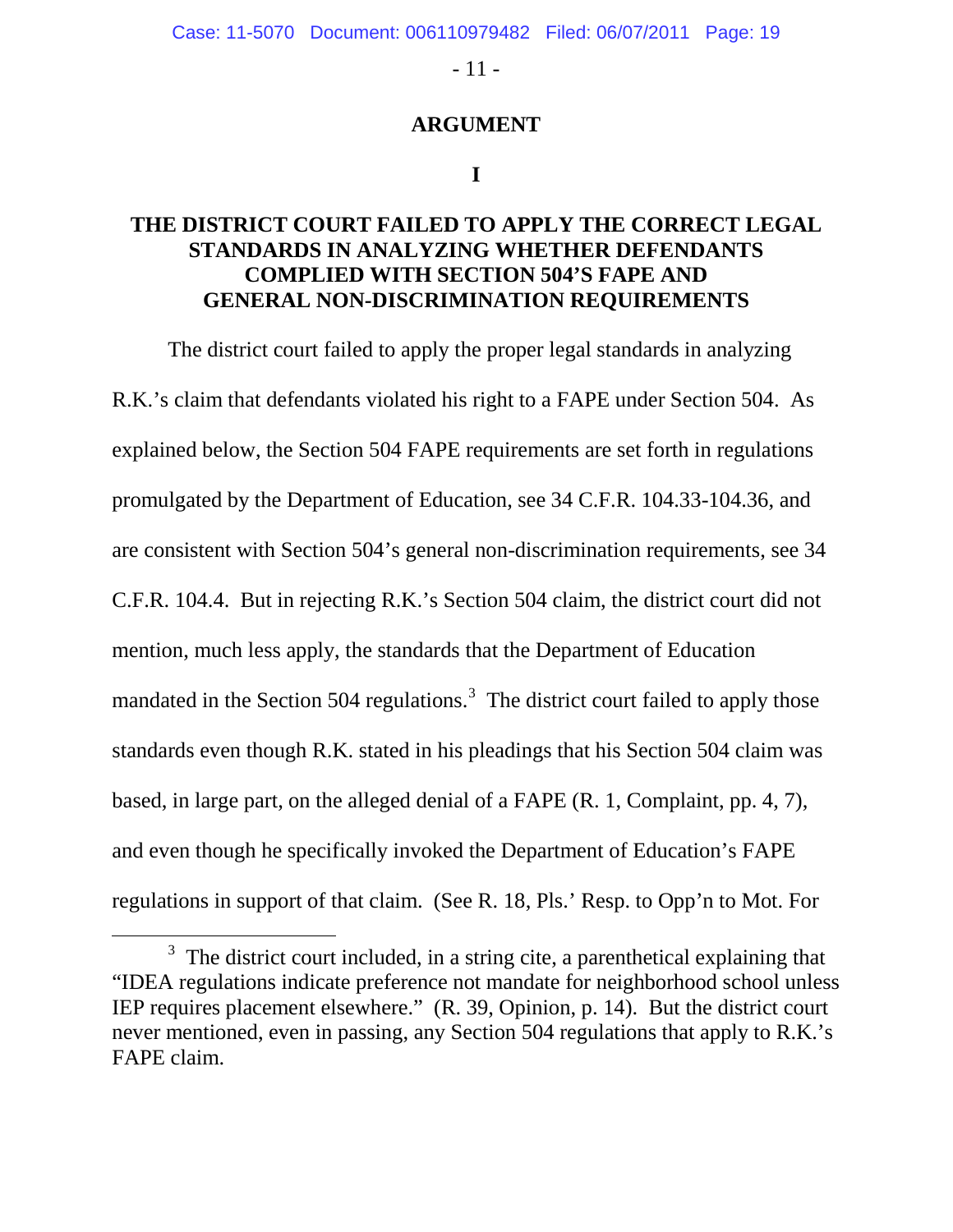## ARGUMENT

### I

### THE DISTRICT COURT FAILED TO APPLY THE CORRECT LEGAL STANDARDS IN ANALYZING WHETHER DEFENDANTS COMPLIED WITH SECTION 504'S FAPE AND GENERAL NON-DISCRIMINATION REQUIREMENTS

The district court failed to apply the proper legal standards in analyzing R.K.'s claim that defendants violated his right to a FAPE under Section 504. As explained below, the Section 504 FAPE requirements are set forth in regulations promulgated by the Department of Education, see 34 C.F.R. 104.33-104.36, and are consistent with Section 504's general non-discrimination requirements, see 34 C.F.R. 104.4. But in rejecting R.K.'s Section 504 claim, the district court did not mention, much less apply, the standards that the Department of Education mandated in the Section 504 regulations.[3] The district court failed to apply those standards even though R.K. stated in his pleadings that his Section 504 claim was based, in large part, on the alleged denial of a FAPE (R. 1, Complaint, pp. 4, 7), and even though he specifically invoked the Department of Education's FAPE regulations in support of that claim. (See R. 18, Pls.' Resp. to Opp'n to Mot. For

[3] The district court included, in a string cite, a parenthetical explaining that "IDEA regulations indicate preference not mandate for neighborhood school unless IEP requires placement elsewhere." (R. 39, Opinion, p. 14). But the district court never mentioned, even in passing, any Section 504 regulations that apply to R.K.'s FAPE claim.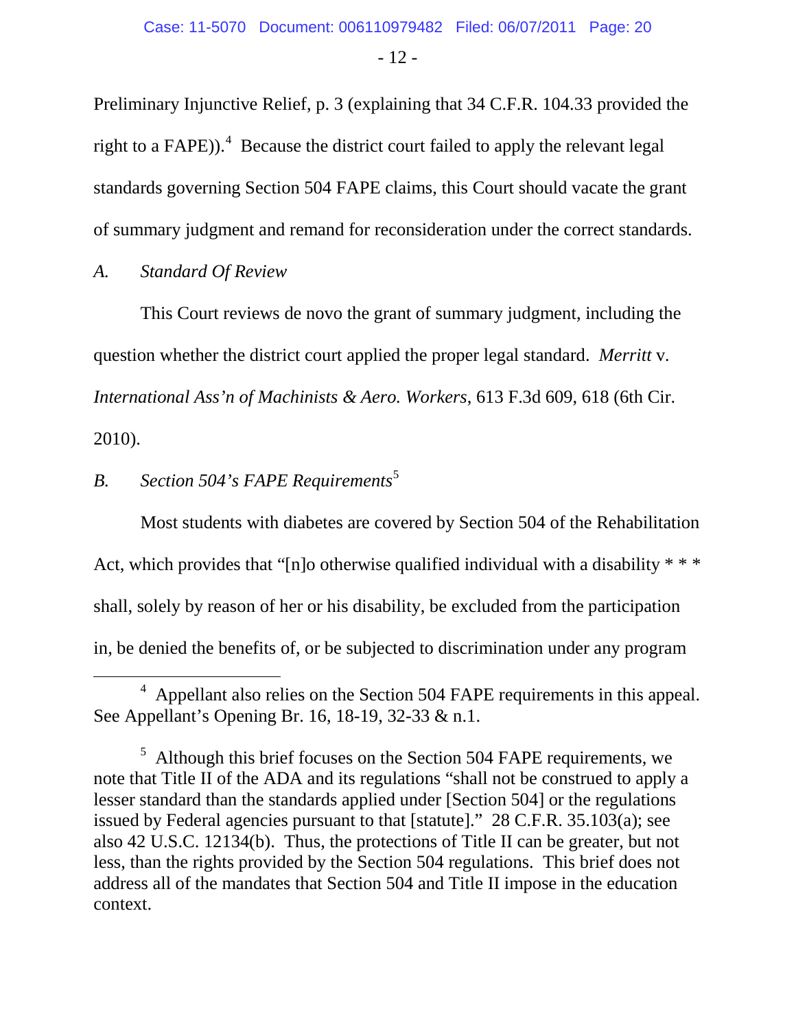Preliminary Injunctive Relief, p. 3 (explaining that 34 C.F.R. 104.33 provided the right to a FAPE)).[4] Because the district court failed to apply the relevant legal standards governing Section 504 FAPE claims, this Court should vacate the grant of summary judgment and remand for reconsideration under the correct standards.

### *A. Standard Of Review*

This Court reviews de novo the grant of summary judgment, including the question whether the district court applied the proper legal standard. *Merritt* v. *International Ass'n of Machinists & Aero. Workers*, 613 F.3d 609, 618 (6th Cir. 2010).

### *B. Section 504's FAPE Requirements*[5]

Most students with diabetes are covered by Section 504 of the Rehabilitation Act, which provides that "[n]o otherwise qualified individual with a disability * * * shall, solely by reason of her or his disability, be excluded from the participation in, be denied the benefits of, or be subjected to discrimination under any program

---

[4] Appellant also relies on the Section 504 FAPE requirements in this appeal. See Appellant's Opening Br. 16, 18-19, 32-33 & n.1.

[5] Although this brief focuses on the Section 504 FAPE requirements, we note that Title II of the ADA and its regulations "shall not be construed to apply a lesser standard than the standards applied under [Section 504] or the regulations issued by Federal agencies pursuant to that [statute]." 28 C.F.R. 35.103(a); see also 42 U.S.C. 12134(b). Thus, the protections of Title II can be greater, but not less, than the rights provided by the Section 504 regulations. This brief does not address all of the mandates that Section 504 and Title II impose in the education context.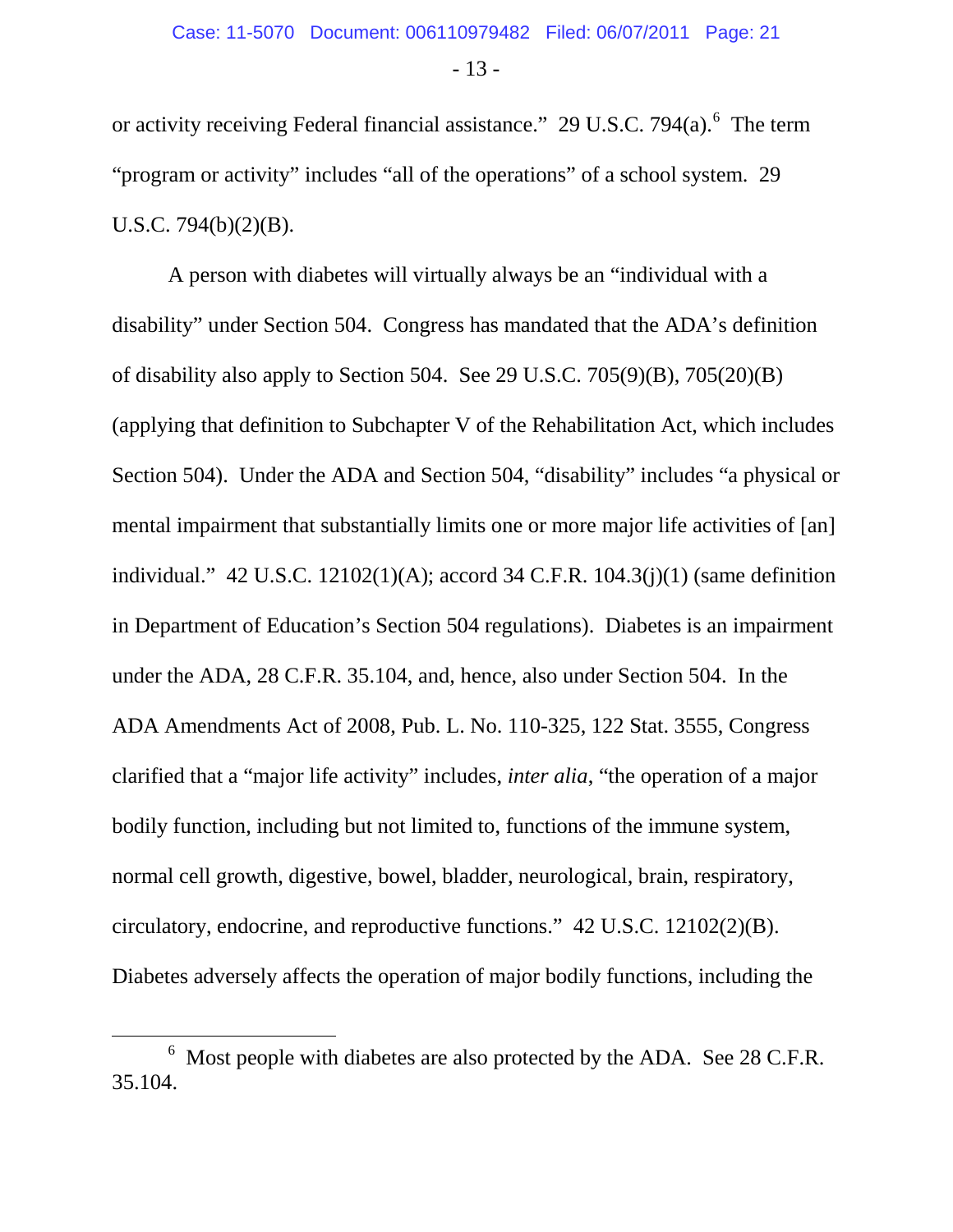or activity receiving Federal financial assistance." 29 U.S.C. 794(a).[6] The term "program or activity" includes "all of the operations" of a school system. 29 U.S.C. 794(b)(2)(B).

A person with diabetes will virtually always be an "individual with a disability" under Section 504. Congress has mandated that the ADA's definition of disability also apply to Section 504. See 29 U.S.C. 705(9)(B), 705(20)(B) (applying that definition to Subchapter V of the Rehabilitation Act, which includes Section 504). Under the ADA and Section 504, "disability" includes "a physical or mental impairment that substantially limits one or more major life activities of [an] individual." 42 U.S.C. 12102(1)(A); accord 34 C.F.R. 104.3(j)(1) (same definition in Department of Education's Section 504 regulations). Diabetes is an impairment under the ADA, 28 C.F.R. 35.104, and, hence, also under Section 504. In the ADA Amendments Act of 2008, Pub. L. No. 110-325, 122 Stat. 3555, Congress clarified that a "major life activity" includes, *inter alia*, "the operation of a major bodily function, including but not limited to, functions of the immune system, normal cell growth, digestive, bowel, bladder, neurological, brain, respiratory, circulatory, endocrine, and reproductive functions." 42 U.S.C. 12102(2)(B). Diabetes adversely affects the operation of major bodily functions, including the

[6] Most people with diabetes are also protected by the ADA. See 28 C.F.R. 35.104.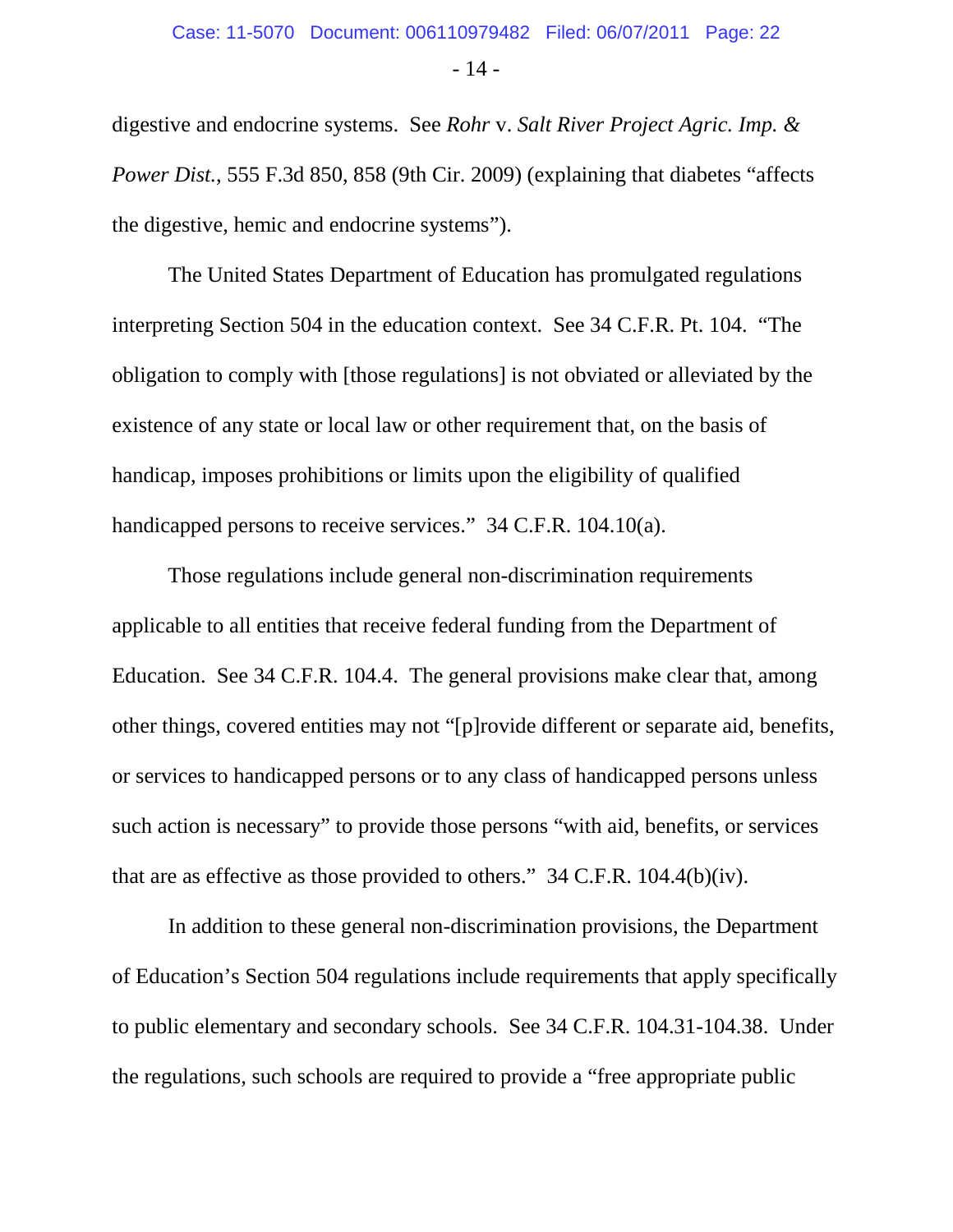digestive and endocrine systems. See *Rohr* v. *Salt River Project Agric. Imp. & Power Dist.*, 555 F.3d 850, 858 (9th Cir. 2009) (explaining that diabetes "affects the digestive, hemic and endocrine systems").

The United States Department of Education has promulgated regulations interpreting Section 504 in the education context. See 34 C.F.R. Pt. 104. "The obligation to comply with [those regulations] is not obviated or alleviated by the existence of any state or local law or other requirement that, on the basis of handicap, imposes prohibitions or limits upon the eligibility of qualified handicapped persons to receive services." 34 C.F.R. 104.10(a).

Those regulations include general non-discrimination requirements applicable to all entities that receive federal funding from the Department of Education. See 34 C.F.R. 104.4. The general provisions make clear that, among other things, covered entities may not "[p]rovide different or separate aid, benefits, or services to handicapped persons or to any class of handicapped persons unless such action is necessary" to provide those persons "with aid, benefits, or services that are as effective as those provided to others." 34 C.F.R. 104.4(b)(iv).

In addition to these general non-discrimination provisions, the Department of Education's Section 504 regulations include requirements that apply specifically to public elementary and secondary schools. See 34 C.F.R. 104.31-104.38. Under the regulations, such schools are required to provide a "free appropriate public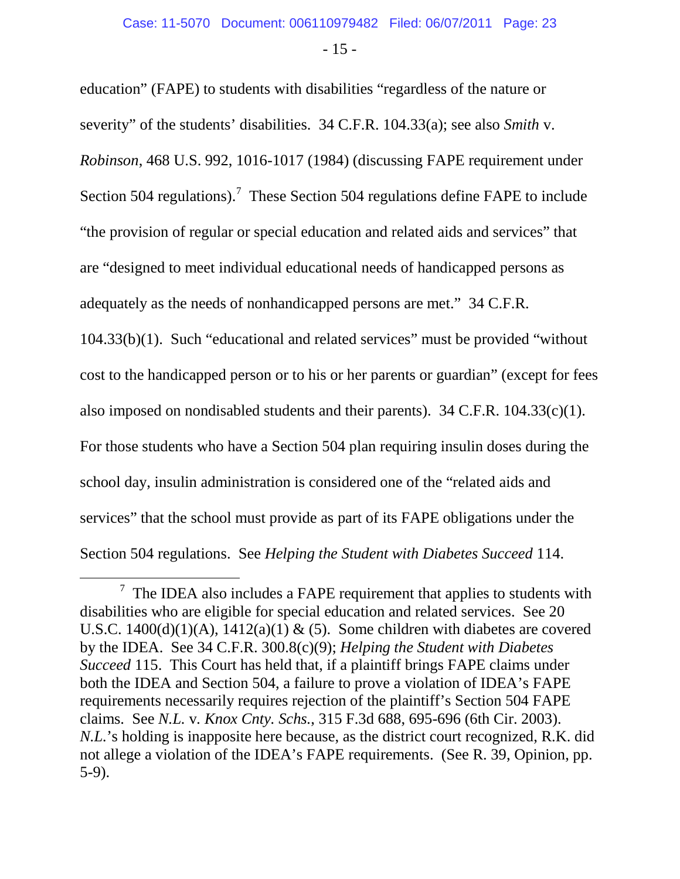education" (FAPE) to students with disabilities "regardless of the nature or severity" of the students' disabilities. 34 C.F.R. 104.33(a); see also *Smith* v. *Robinson*, 468 U.S. 992, 1016-1017 (1984) (discussing FAPE requirement under Section 504 regulations).[7] These Section 504 regulations define FAPE to include "the provision of regular or special education and related aids and services" that are "designed to meet individual educational needs of handicapped persons as adequately as the needs of nonhandicapped persons are met." 34 C.F.R. 104.33(b)(1). Such "educational and related services" must be provided "without cost to the handicapped person or to his or her parents or guardian" (except for fees also imposed on nondisabled students and their parents). 34 C.F.R. 104.33(c)(1). For those students who have a Section 504 plan requiring insulin doses during the school day, insulin administration is considered one of the "related aids and services" that the school must provide as part of its FAPE obligations under the Section 504 regulations. See *Helping the Student with Diabetes Succeed* 114.

[7] The IDEA also includes a FAPE requirement that applies to students with disabilities who are eligible for special education and related services. See 20 U.S.C. 1400(d)(1)(A), 1412(a)(1) & (5). Some children with diabetes are covered by the IDEA. See 34 C.F.R. 300.8(c)(9); *Helping the Student with Diabetes Succeed* 115. This Court has held that, if a plaintiff brings FAPE claims under both the IDEA and Section 504, a failure to prove a violation of IDEA's FAPE requirements necessarily requires rejection of the plaintiff's Section 504 FAPE claims. See *N.L.* v. *Knox Cnty. Schs.*, 315 F.3d 688, 695-696 (6th Cir. 2003). *N.L.*'s holding is inapposite here because, as the district court recognized, R.K. did not allege a violation of the IDEA's FAPE requirements. (See R. 39, Opinion, pp. 5-9).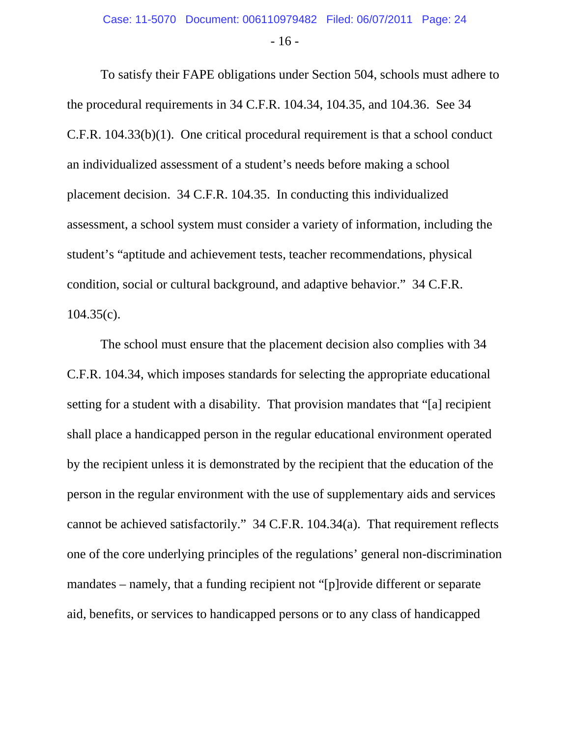To satisfy their FAPE obligations under Section 504, schools must adhere to the procedural requirements in 34 C.F.R. 104.34, 104.35, and 104.36. See 34 C.F.R. 104.33(b)(1). One critical procedural requirement is that a school conduct an individualized assessment of a student's needs before making a school placement decision. 34 C.F.R. 104.35. In conducting this individualized assessment, a school system must consider a variety of information, including the student's "aptitude and achievement tests, teacher recommendations, physical condition, social or cultural background, and adaptive behavior." 34 C.F.R. 104.35(c).

The school must ensure that the placement decision also complies with 34 C.F.R. 104.34, which imposes standards for selecting the appropriate educational setting for a student with a disability. That provision mandates that "[a] recipient shall place a handicapped person in the regular educational environment operated by the recipient unless it is demonstrated by the recipient that the education of the person in the regular environment with the use of supplementary aids and services cannot be achieved satisfactorily." 34 C.F.R. 104.34(a). That requirement reflects one of the core underlying principles of the regulations' general non-discrimination mandates – namely, that a funding recipient not "[p]rovide different or separate aid, benefits, or services to handicapped persons or to any class of handicapped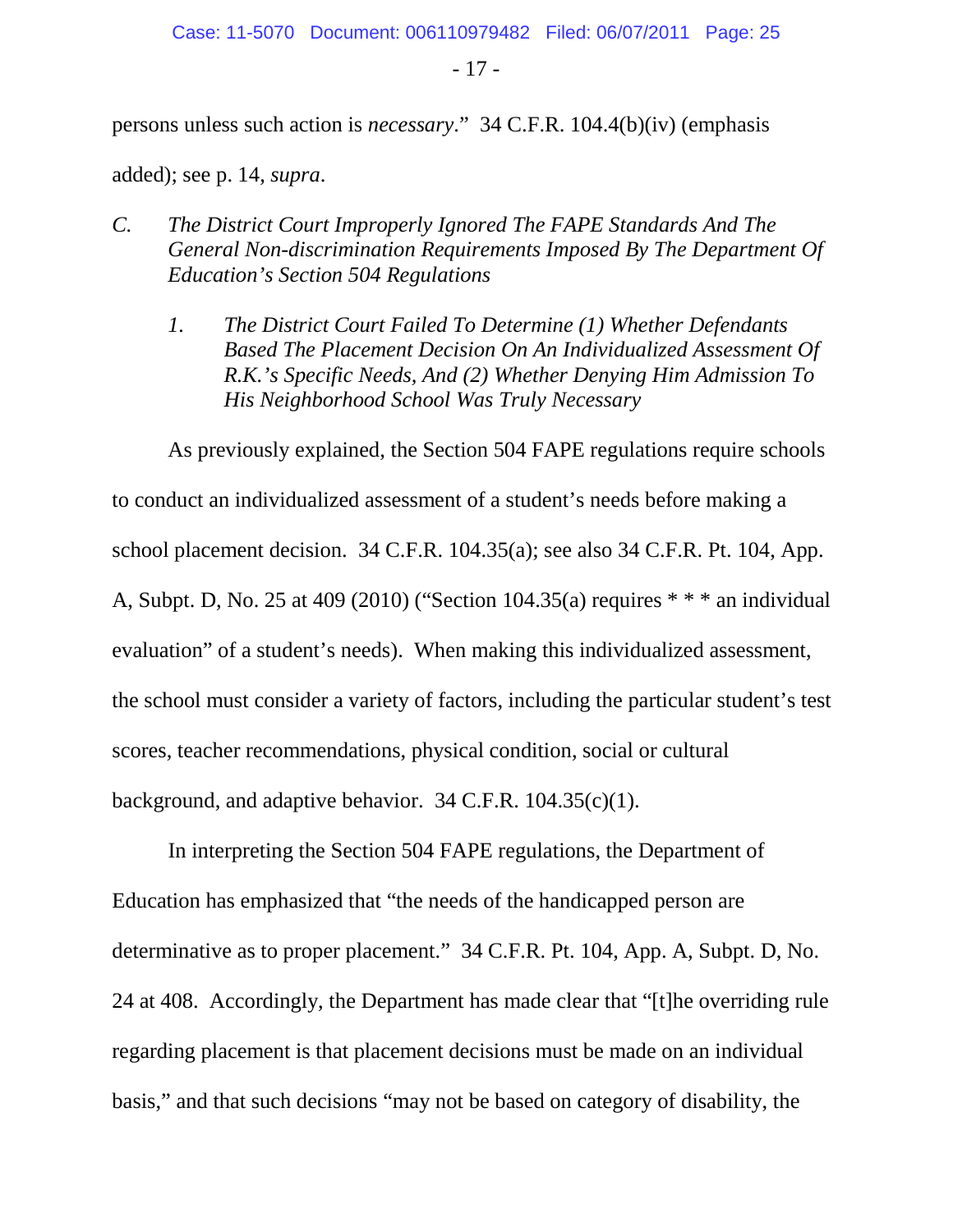persons unless such action is *necessary*." 34 C.F.R. 104.4(b)(iv) (emphasis added); see p. 14, *supra*.

### *C. The District Court Improperly Ignored The FAPE Standards And The General Non-discrimination Requirements Imposed By The Department Of Education's Section 504 Regulations*

#### *1. The District Court Failed To Determine (1) Whether Defendants Based The Placement Decision On An Individualized Assessment Of R.K.'s Specific Needs, And (2) Whether Denying Him Admission To His Neighborhood School Was Truly Necessary*

As previously explained, the Section 504 FAPE regulations require schools to conduct an individualized assessment of a student's needs before making a school placement decision. 34 C.F.R. 104.35(a); see also 34 C.F.R. Pt. 104, App. A, Subpt. D, No. 25 at 409 (2010) ("Section 104.35(a) requires * * * an individual evaluation" of a student's needs). When making this individualized assessment, the school must consider a variety of factors, including the particular student's test scores, teacher recommendations, physical condition, social or cultural background, and adaptive behavior. 34 C.F.R. 104.35(c)(1).

In interpreting the Section 504 FAPE regulations, the Department of Education has emphasized that "the needs of the handicapped person are determinative as to proper placement." 34 C.F.R. Pt. 104, App. A, Subpt. D, No. 24 at 408. Accordingly, the Department has made clear that "[t]he overriding rule regarding placement is that placement decisions must be made on an individual basis," and that such decisions "may not be based on category of disability, the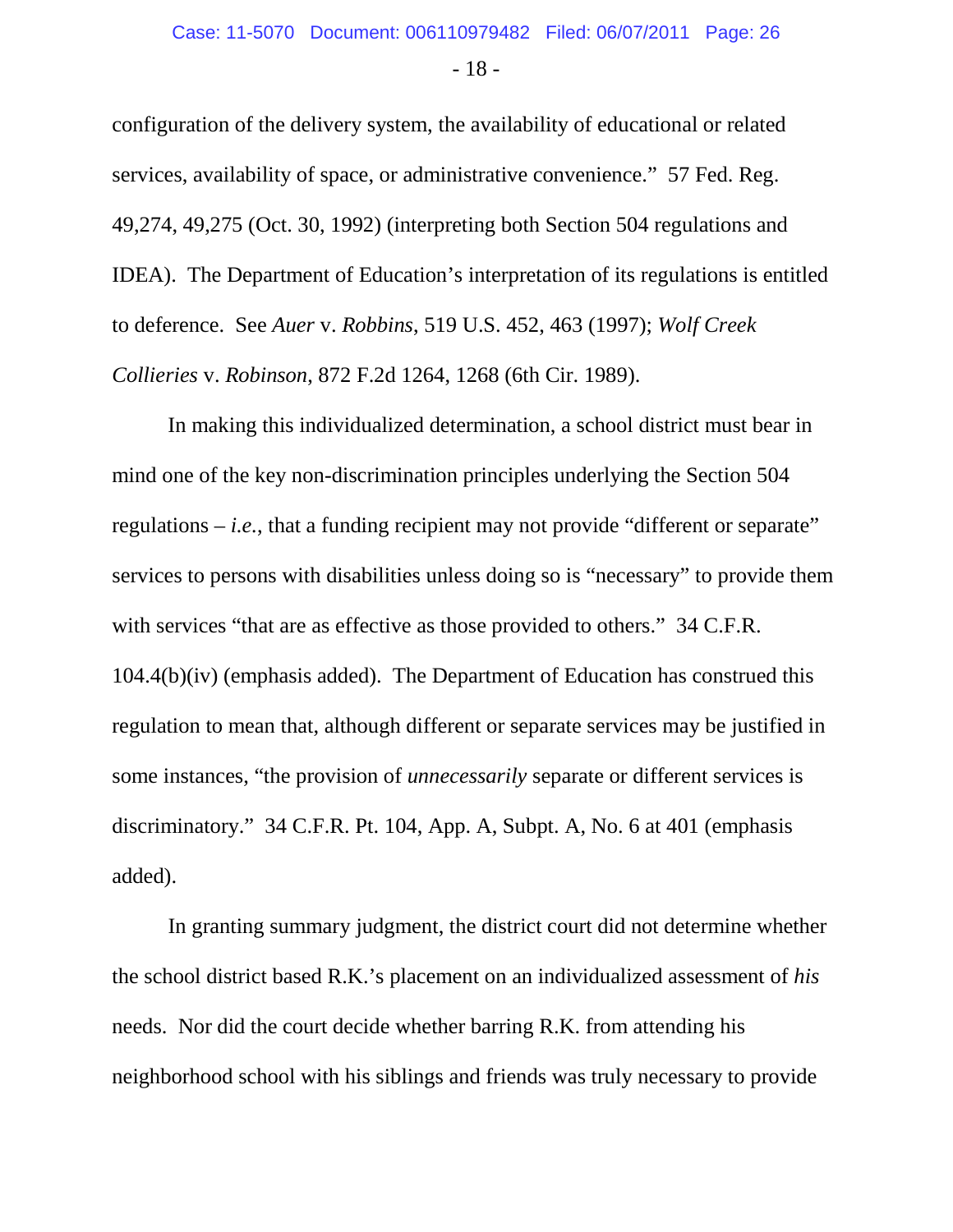configuration of the delivery system, the availability of educational or related services, availability of space, or administrative convenience." 57 Fed. Reg. 49,274, 49,275 (Oct. 30, 1992) (interpreting both Section 504 regulations and IDEA). The Department of Education's interpretation of its regulations is entitled to deference. See *Auer* v. *Robbins*, 519 U.S. 452, 463 (1997); *Wolf Creek Collieries* v. *Robinson*, 872 F.2d 1264, 1268 (6th Cir. 1989).

In making this individualized determination, a school district must bear in mind one of the key non-discrimination principles underlying the Section 504 regulations – *i.e.*, that a funding recipient may not provide "different or separate" services to persons with disabilities unless doing so is "necessary" to provide them with services "that are as effective as those provided to others." 34 C.F.R. 104.4(b)(iv) (emphasis added). The Department of Education has construed this regulation to mean that, although different or separate services may be justified in some instances, "the provision of *unnecessarily* separate or different services is discriminatory." 34 C.F.R. Pt. 104, App. A, Subpt. A, No. 6 at 401 (emphasis added).

In granting summary judgment, the district court did not determine whether the school district based R.K.'s placement on an individualized assessment of *his* needs. Nor did the court decide whether barring R.K. from attending his neighborhood school with his siblings and friends was truly necessary to provide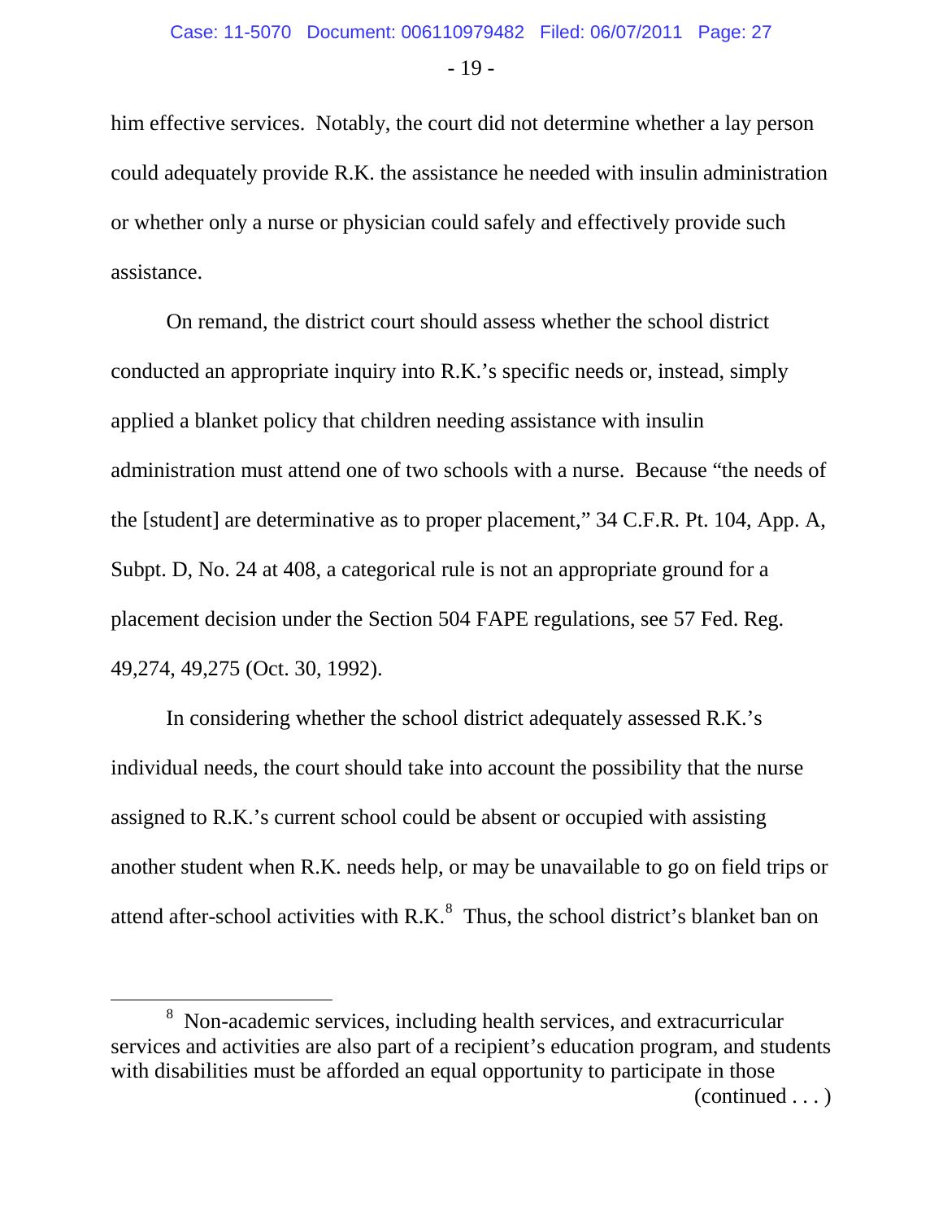him effective services. Notably, the court did not determine whether a lay person could adequately provide R.K. the assistance he needed with insulin administration or whether only a nurse or physician could safely and effectively provide such assistance.

On remand, the district court should assess whether the school district conducted an appropriate inquiry into R.K.'s specific needs or, instead, simply applied a blanket policy that children needing assistance with insulin administration must attend one of two schools with a nurse. Because "the needs of the [student] are determinative as to proper placement," 34 C.F.R. Pt. 104, App. A, Subpt. D, No. 24 at 408, a categorical rule is not an appropriate ground for a placement decision under the Section 504 FAPE regulations, see 57 Fed. Reg. 49,274, 49,275 (Oct. 30, 1992).

In considering whether the school district adequately assessed R.K.'s individual needs, the court should take into account the possibility that the nurse assigned to R.K.'s current school could be absent or occupied with assisting another student when R.K. needs help, or may be unavailable to go on field trips or attend after-school activities with R.K.[8] Thus, the school district's blanket ban on

---

[8] Non-academic services, including health services, and extracurricular services and activities are also part of a recipient's education program, and students with disabilities must be afforded an equal opportunity to participate in those (continued . . . )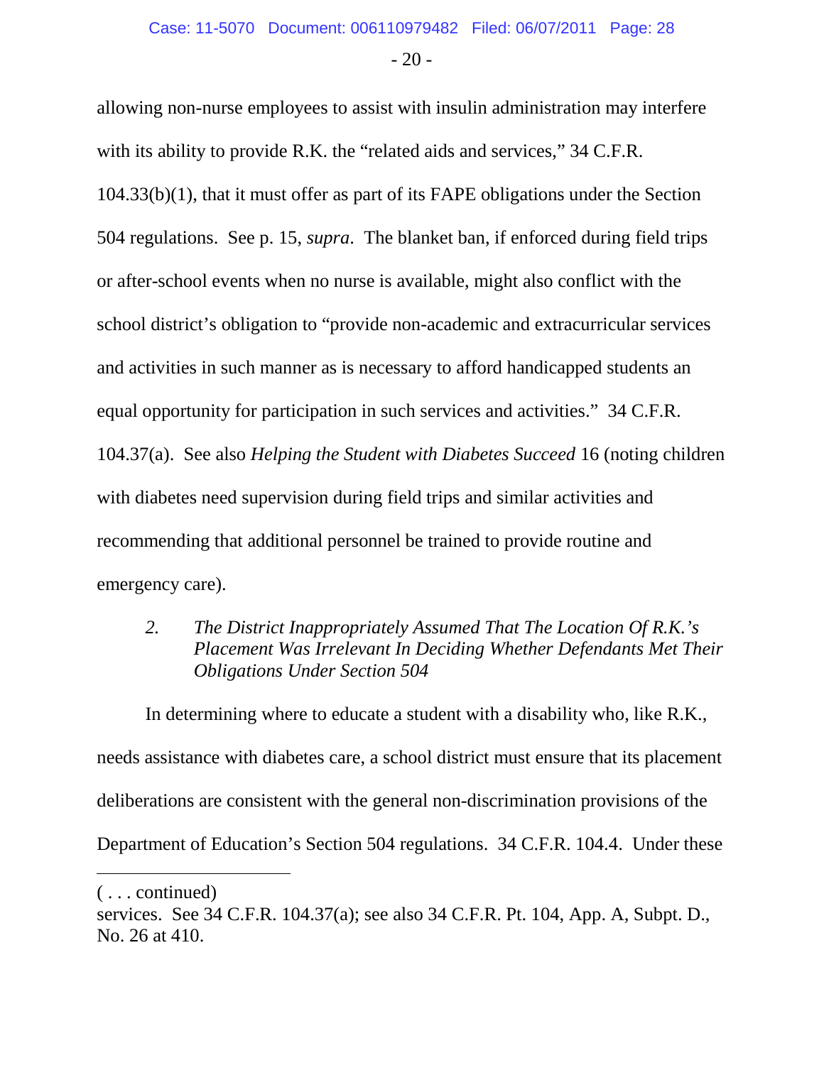allowing non-nurse employees to assist with insulin administration may interfere with its ability to provide R.K. the "related aids and services," 34 C.F.R. 104.33(b)(1), that it must offer as part of its FAPE obligations under the Section 504 regulations. See p. 15, *supra*. The blanket ban, if enforced during field trips or after-school events when no nurse is available, might also conflict with the school district's obligation to "provide non-academic and extracurricular services and activities in such manner as is necessary to afford handicapped students an equal opportunity for participation in such services and activities." 34 C.F.R. 104.37(a). See also *Helping the Student with Diabetes Succeed* 16 (noting children with diabetes need supervision during field trips and similar activities and recommending that additional personnel be trained to provide routine and emergency care).

### *2. The District Inappropriately Assumed That The Location Of R.K.'s Placement Was Irrelevant In Deciding Whether Defendants Met Their Obligations Under Section 504*

In determining where to educate a student with a disability who, like R.K., needs assistance with diabetes care, a school district must ensure that its placement deliberations are consistent with the general non-discrimination provisions of the Department of Education's Section 504 regulations. 34 C.F.R. 104.4. Under these

---

( . . . continued)
services. See 34 C.F.R. 104.37(a); see also 34 C.F.R. Pt. 104, App. A, Subpt. D., No. 26 at 410.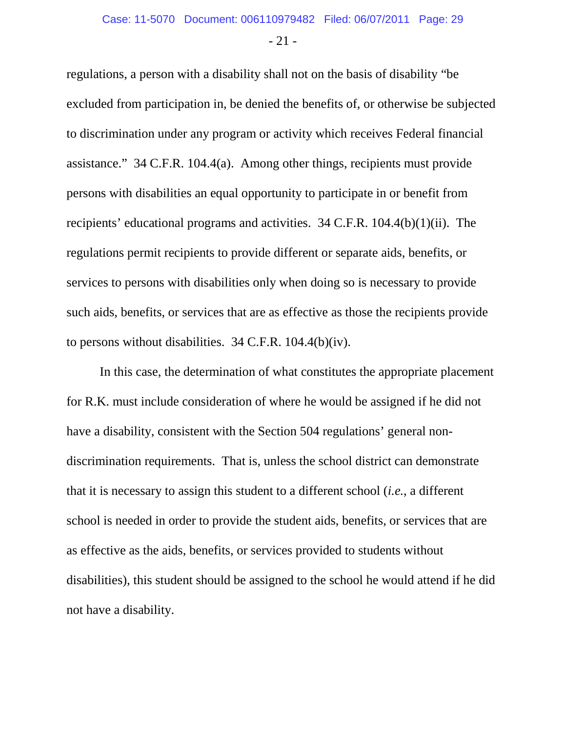regulations, a person with a disability shall not on the basis of disability "be excluded from participation in, be denied the benefits of, or otherwise be subjected to discrimination under any program or activity which receives Federal financial assistance." 34 C.F.R. 104.4(a). Among other things, recipients must provide persons with disabilities an equal opportunity to participate in or benefit from recipients' educational programs and activities. 34 C.F.R. 104.4(b)(1)(ii). The regulations permit recipients to provide different or separate aids, benefits, or services to persons with disabilities only when doing so is necessary to provide such aids, benefits, or services that are as effective as those the recipients provide to persons without disabilities. 34 C.F.R. 104.4(b)(iv).

In this case, the determination of what constitutes the appropriate placement for R.K. must include consideration of where he would be assigned if he did not have a disability, consistent with the Section 504 regulations' general non-discrimination requirements. That is, unless the school district can demonstrate that it is necessary to assign this student to a different school (*i.e.*, a different school is needed in order to provide the student aids, benefits, or services that are as effective as the aids, benefits, or services provided to students without disabilities), this student should be assigned to the school he would attend if he did not have a disability.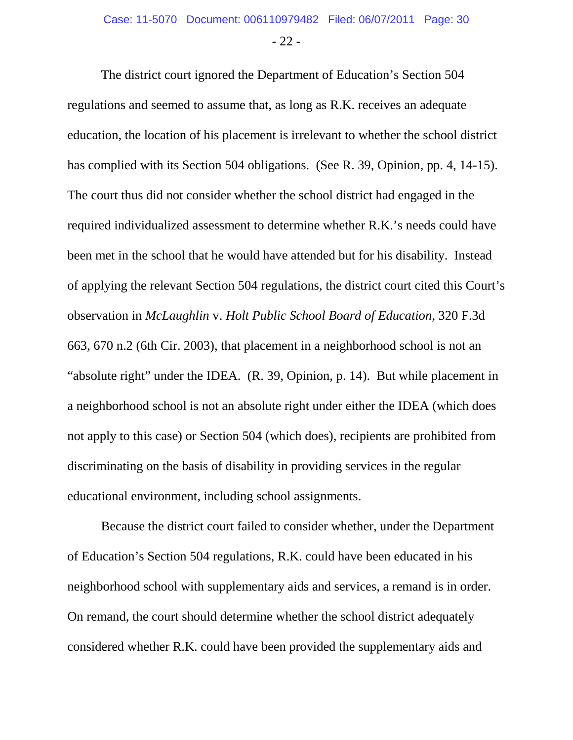The district court ignored the Department of Education's Section 504 regulations and seemed to assume that, as long as R.K. receives an adequate education, the location of his placement is irrelevant to whether the school district has complied with its Section 504 obligations. (See R. 39, Opinion, pp. 4, 14-15). The court thus did not consider whether the school district had engaged in the required individualized assessment to determine whether R.K.'s needs could have been met in the school that he would have attended but for his disability. Instead of applying the relevant Section 504 regulations, the district court cited this Court's observation in *McLaughlin* v. *Holt Public School Board of Education*, 320 F.3d 663, 670 n.2 (6th Cir. 2003), that placement in a neighborhood school is not an "absolute right" under the IDEA. (R. 39, Opinion, p. 14). But while placement in a neighborhood school is not an absolute right under either the IDEA (which does not apply to this case) or Section 504 (which does), recipients are prohibited from discriminating on the basis of disability in providing services in the regular educational environment, including school assignments.

Because the district court failed to consider whether, under the Department of Education's Section 504 regulations, R.K. could have been educated in his neighborhood school with supplementary aids and services, a remand is in order. On remand, the court should determine whether the school district adequately considered whether R.K. could have been provided the supplementary aids and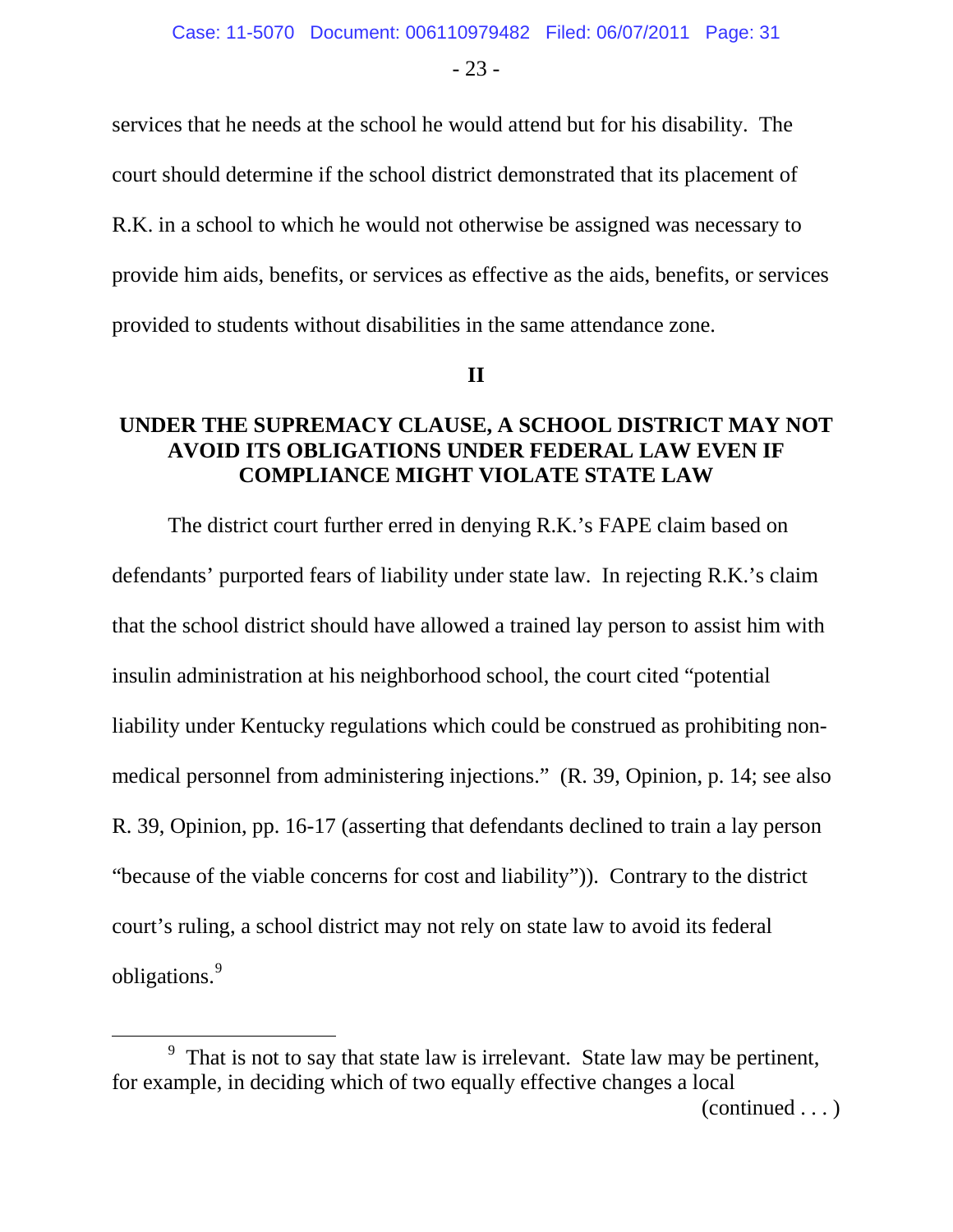services that he needs at the school he would attend but for his disability. The court should determine if the school district demonstrated that its placement of R.K. in a school to which he would not otherwise be assigned was necessary to provide him aids, benefits, or services as effective as the aids, benefits, or services provided to students without disabilities in the same attendance zone.

## II

## UNDER THE SUPREMACY CLAUSE, A SCHOOL DISTRICT MAY NOT AVOID ITS OBLIGATIONS UNDER FEDERAL LAW EVEN IF COMPLIANCE MIGHT VIOLATE STATE LAW

The district court further erred in denying R.K.'s FAPE claim based on defendants' purported fears of liability under state law. In rejecting R.K.'s claim that the school district should have allowed a trained lay person to assist him with insulin administration at his neighborhood school, the court cited "potential liability under Kentucky regulations which could be construed as prohibiting non-medical personnel from administering injections." (R. 39, Opinion, p. 14; see also R. 39, Opinion, pp. 16-17 (asserting that defendants declined to train a lay person "because of the viable concerns for cost and liability")). Contrary to the district court's ruling, a school district may not rely on state law to avoid its federal obligations.[9]

---

[9] That is not to say that state law is irrelevant. State law may be pertinent, for example, in deciding which of two equally effective changes a local

(continued . . . )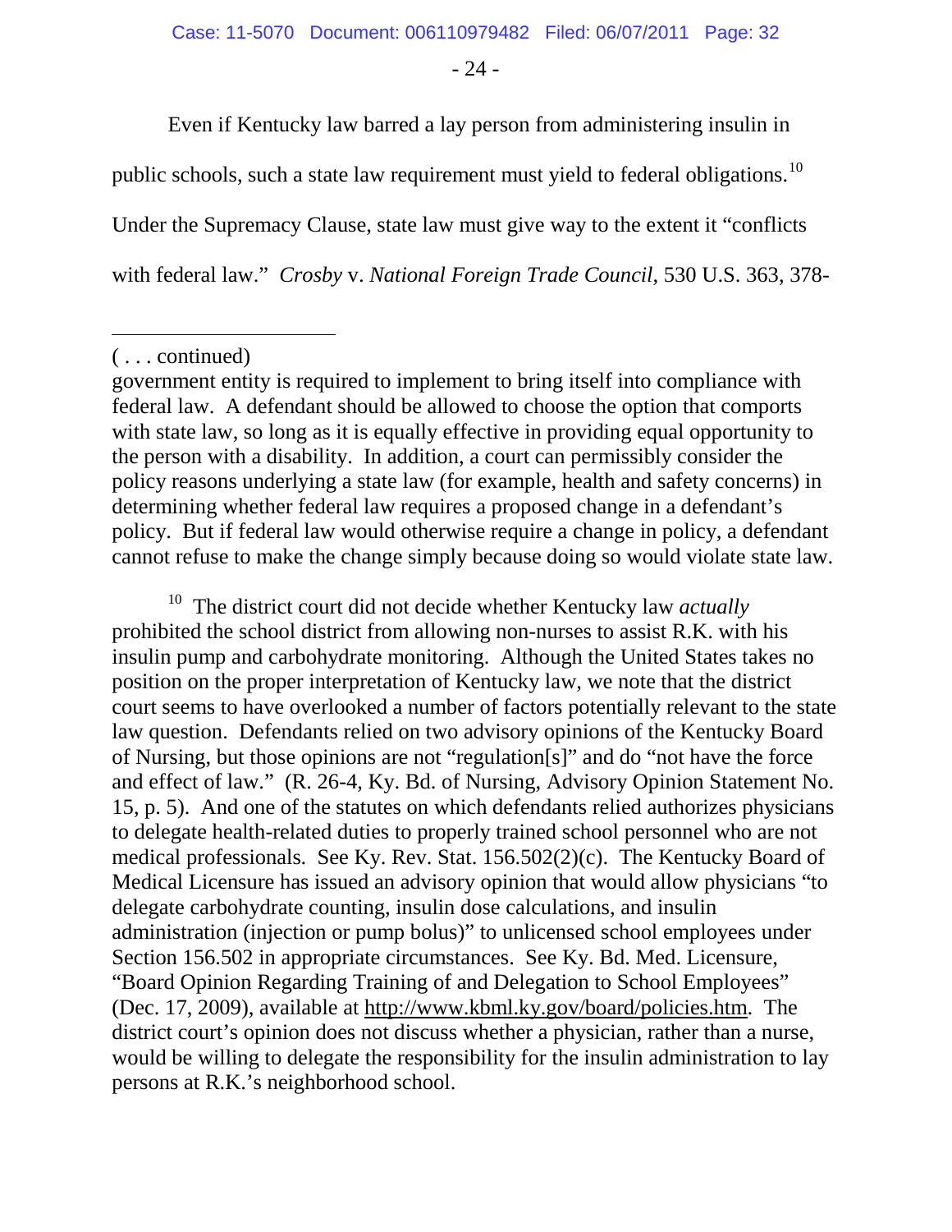Even if Kentucky law barred a lay person from administering insulin in public schools, such a state law requirement must yield to federal obligations.[10] Under the Supremacy Clause, state law must give way to the extent it "conflicts with federal law." *Crosby* v. *National Foreign Trade Council*, 530 U.S. 363, 378-

---

( . . . continued)

government entity is required to implement to bring itself into compliance with federal law. A defendant should be allowed to choose the option that comports with state law, so long as it is equally effective in providing equal opportunity to the person with a disability. In addition, a court can permissibly consider the policy reasons underlying a state law (for example, health and safety concerns) in determining whether federal law requires a proposed change in a defendant's policy. But if federal law would otherwise require a change in policy, a defendant cannot refuse to make the change simply because doing so would violate state law.

[10] The district court did not decide whether Kentucky law *actually* prohibited the school district from allowing non-nurses to assist R.K. with his insulin pump and carbohydrate monitoring. Although the United States takes no position on the proper interpretation of Kentucky law, we note that the district court seems to have overlooked a number of factors potentially relevant to the state law question. Defendants relied on two advisory opinions of the Kentucky Board of Nursing, but those opinions are not "regulation[s]" and do "not have the force and effect of law." (R. 26-4, Ky. Bd. of Nursing, Advisory Opinion Statement No. 15, p. 5). And one of the statutes on which defendants relied authorizes physicians to delegate health-related duties to properly trained school personnel who are not medical professionals. See Ky. Rev. Stat. 156.502(2)(c). The Kentucky Board of Medical Licensure has issued an advisory opinion that would allow physicians "to delegate carbohydrate counting, insulin dose calculations, and insulin administration (injection or pump bolus)" to unlicensed school employees under Section 156.502 in appropriate circumstances. See Ky. Bd. Med. Licensure, "Board Opinion Regarding Training of and Delegation to School Employees" (Dec. 17, 2009), available at http://www.kbml.ky.gov/board/policies.htm. The district court's opinion does not discuss whether a physician, rather than a nurse, would be willing to delegate the responsibility for the insulin administration to lay persons at R.K.'s neighborhood school.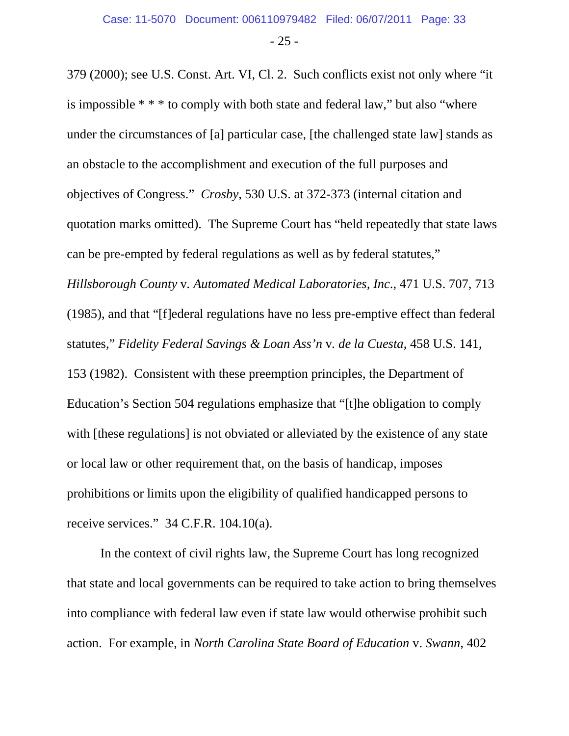379 (2000); see U.S. Const. Art. VI, Cl. 2. Such conflicts exist not only where "it is impossible * * * to comply with both state and federal law," but also "where under the circumstances of [a] particular case, [the challenged state law] stands as an obstacle to the accomplishment and execution of the full purposes and objectives of Congress." *Crosby*, 530 U.S. at 372-373 (internal citation and quotation marks omitted). The Supreme Court has "held repeatedly that state laws can be pre-empted by federal regulations as well as by federal statutes," *Hillsborough County* v. *Automated Medical Laboratories, Inc*., 471 U.S. 707, 713 (1985), and that "[f]ederal regulations have no less pre-emptive effect than federal statutes," *Fidelity Federal Savings & Loan Ass'n* v. *de la Cuesta*, 458 U.S. 141, 153 (1982). Consistent with these preemption principles, the Department of Education's Section 504 regulations emphasize that "[t]he obligation to comply with [these regulations] is not obviated or alleviated by the existence of any state or local law or other requirement that, on the basis of handicap, imposes prohibitions or limits upon the eligibility of qualified handicapped persons to receive services." 34 C.F.R. 104.10(a).

In the context of civil rights law, the Supreme Court has long recognized that state and local governments can be required to take action to bring themselves into compliance with federal law even if state law would otherwise prohibit such action. For example, in *North Carolina State Board of Education* v. *Swann*, 402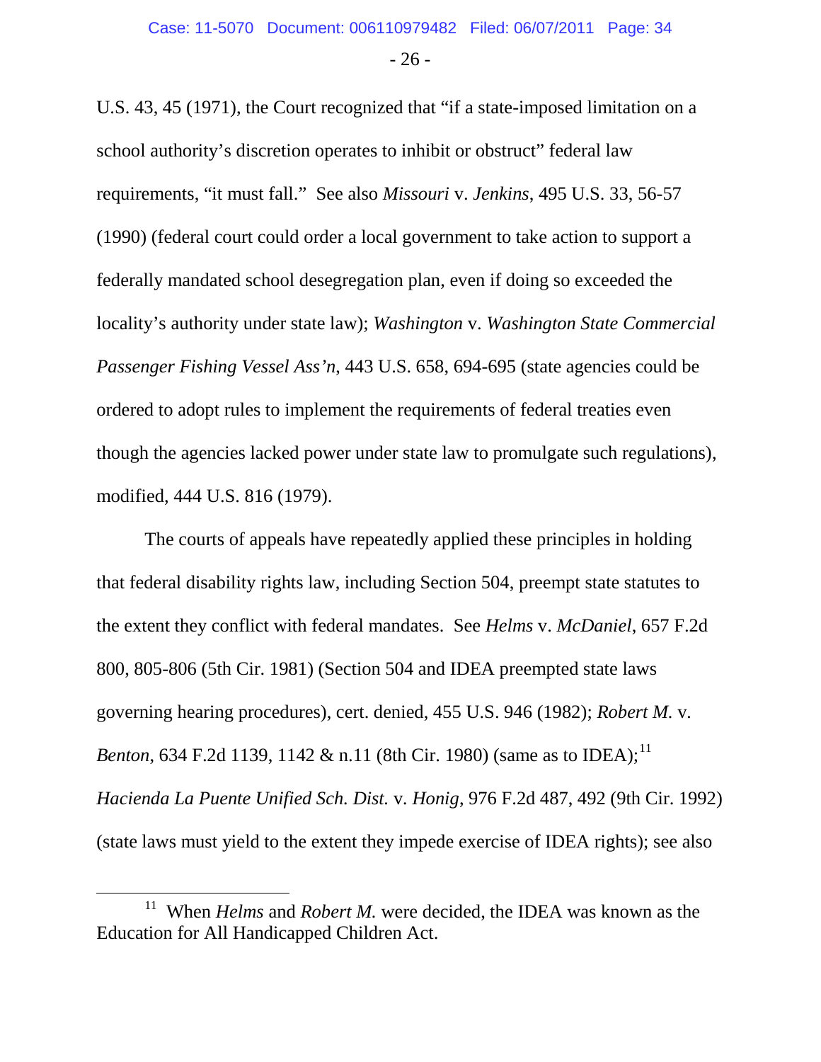U.S. 43, 45 (1971), the Court recognized that "if a state-imposed limitation on a school authority's discretion operates to inhibit or obstruct" federal law requirements, "it must fall." See also *Missouri* v. *Jenkins*, 495 U.S. 33, 56-57 (1990) (federal court could order a local government to take action to support a federally mandated school desegregation plan, even if doing so exceeded the locality's authority under state law); *Washington* v. *Washington State Commercial Passenger Fishing Vessel Ass'n*, 443 U.S. 658, 694-695 (state agencies could be ordered to adopt rules to implement the requirements of federal treaties even though the agencies lacked power under state law to promulgate such regulations), modified, 444 U.S. 816 (1979).

The courts of appeals have repeatedly applied these principles in holding that federal disability rights law, including Section 504, preempt state statutes to the extent they conflict with federal mandates. See *Helms* v. *McDaniel*, 657 F.2d 800, 805-806 (5th Cir. 1981) (Section 504 and IDEA preempted state laws governing hearing procedures), cert. denied, 455 U.S. 946 (1982); *Robert M.* v. *Benton*, 634 F.2d 1139, 1142 & n.11 (8th Cir. 1980) (same as to IDEA);[11] *Hacienda La Puente Unified Sch. Dist.* v. *Honig*, 976 F.2d 487, 492 (9th Cir. 1992) (state laws must yield to the extent they impede exercise of IDEA rights); see also

[11] When *Helms* and *Robert M.* were decided, the IDEA was known as the Education for All Handicapped Children Act.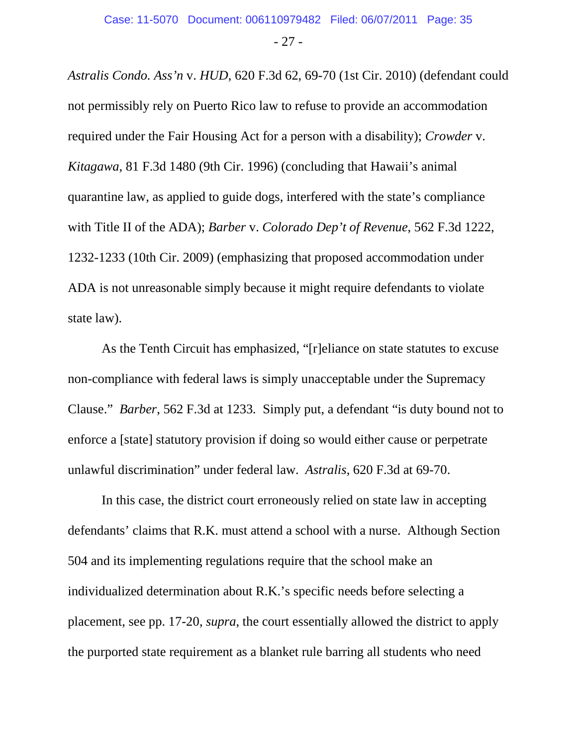*Astralis Condo. Ass'n* v. *HUD*, 620 F.3d 62, 69-70 (1st Cir. 2010) (defendant could not permissibly rely on Puerto Rico law to refuse to provide an accommodation required under the Fair Housing Act for a person with a disability); *Crowder* v. *Kitagawa*, 81 F.3d 1480 (9th Cir. 1996) (concluding that Hawaii's animal quarantine law, as applied to guide dogs, interfered with the state's compliance with Title II of the ADA); *Barber* v. *Colorado Dep't of Revenue*, 562 F.3d 1222, 1232-1233 (10th Cir. 2009) (emphasizing that proposed accommodation under ADA is not unreasonable simply because it might require defendants to violate state law).

As the Tenth Circuit has emphasized, "[r]eliance on state statutes to excuse non-compliance with federal laws is simply unacceptable under the Supremacy Clause." *Barber*, 562 F.3d at 1233. Simply put, a defendant "is duty bound not to enforce a [state] statutory provision if doing so would either cause or perpetrate unlawful discrimination" under federal law. *Astralis*, 620 F.3d at 69-70.

In this case, the district court erroneously relied on state law in accepting defendants' claims that R.K. must attend a school with a nurse. Although Section 504 and its implementing regulations require that the school make an individualized determination about R.K.'s specific needs before selecting a placement, see pp. 17-20, *supra*, the court essentially allowed the district to apply the purported state requirement as a blanket rule barring all students who need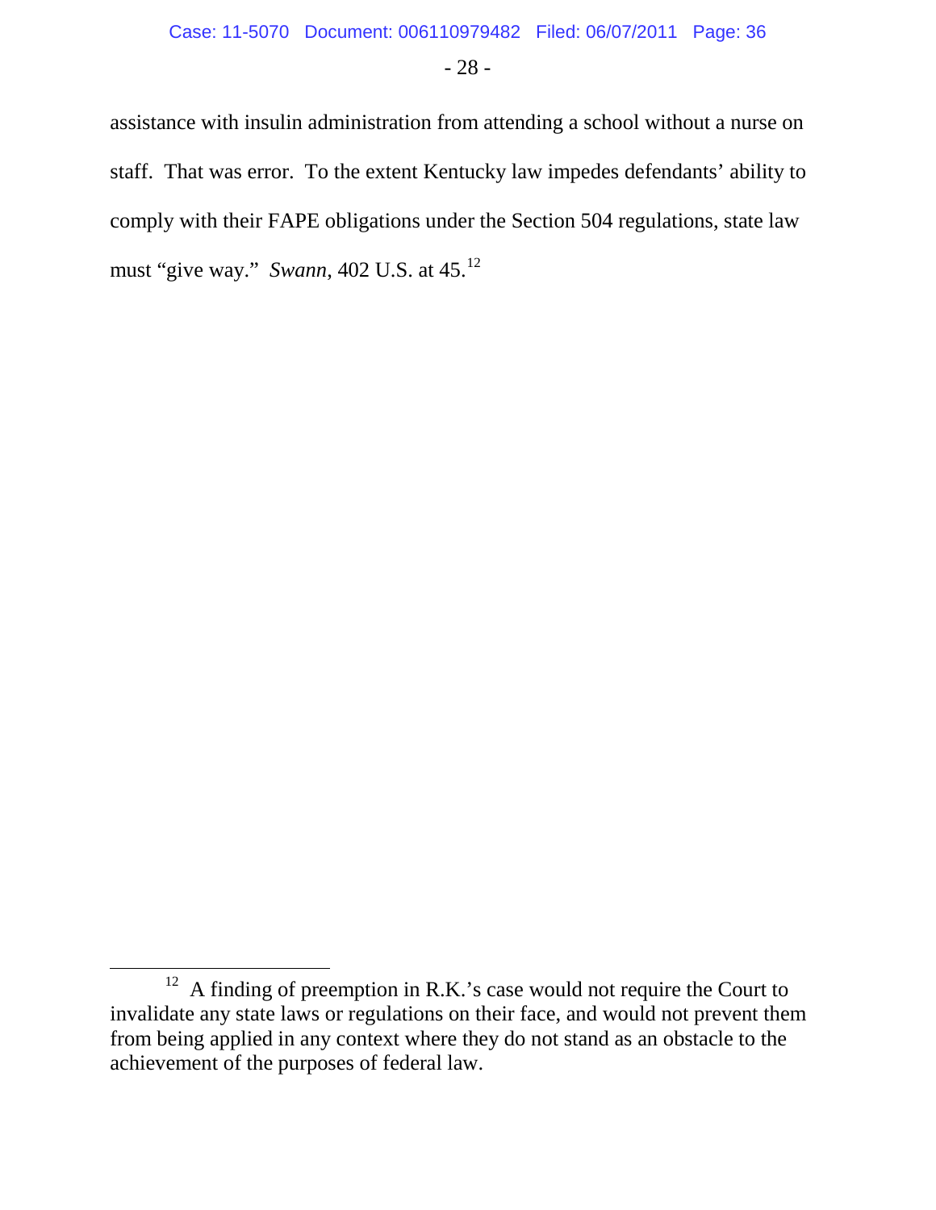assistance with insulin administration from attending a school without a nurse on staff. That was error. To the extent Kentucky law impedes defendants' ability to comply with their FAPE obligations under the Section 504 regulations, state law must "give way." *Swann*, 402 U.S. at 45.[12]

---

[12] A finding of preemption in R.K.'s case would not require the Court to invalidate any state laws or regulations on their face, and would not prevent them from being applied in any context where they do not stand as an obstacle to the achievement of the purposes of federal law.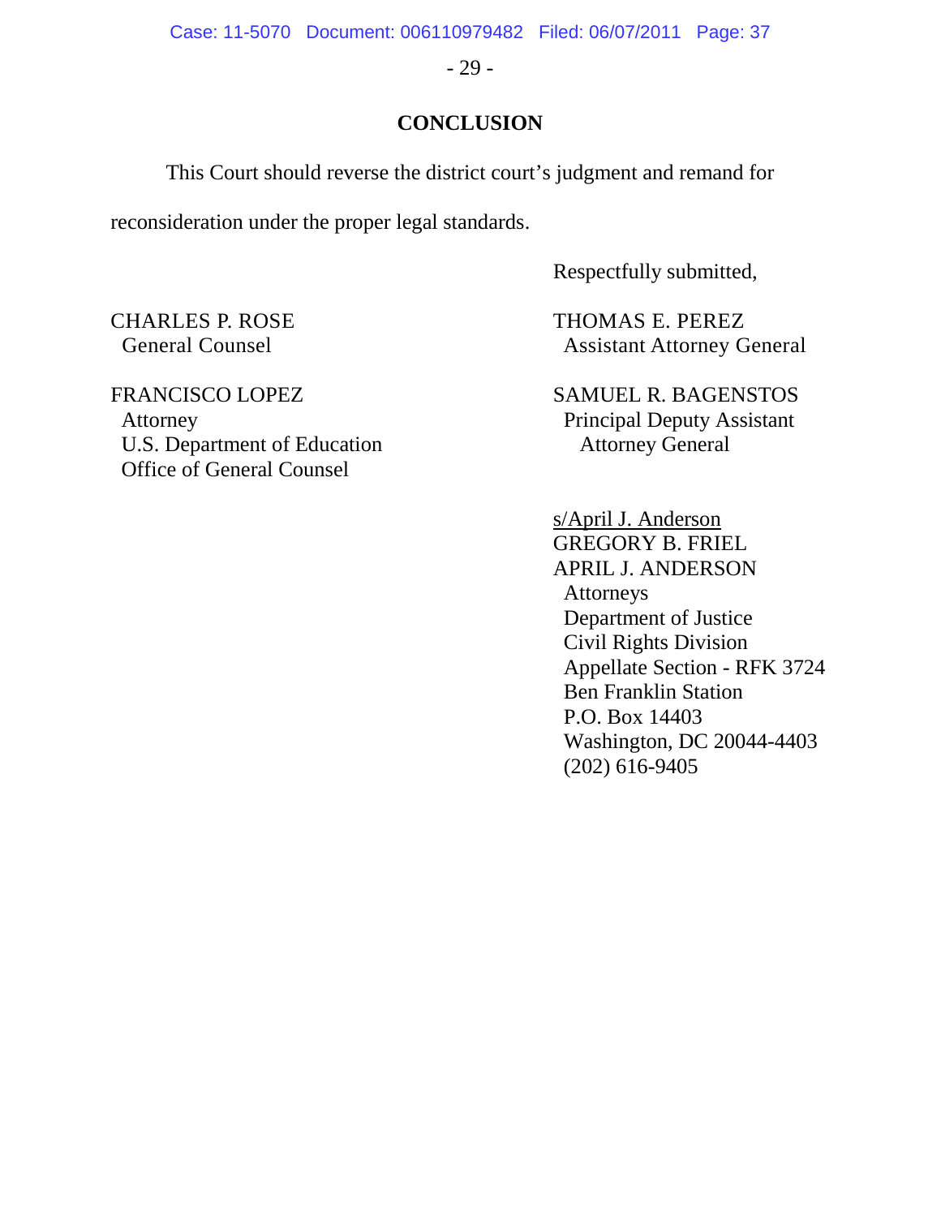## CONCLUSION

This Court should reverse the district court's judgment and remand for reconsideration under the proper legal standards.

Respectfully submitted,

CHARLES P. ROSE
General Counsel

FRANCISCO LOPEZ
Attorney
U.S. Department of Education
Office of General Counsel

THOMAS E. PEREZ
Assistant Attorney General

SAMUEL R. BAGENSTOS
Principal Deputy Assistant
Attorney General

s/April J. Anderson
GREGORY B. FRIEL
APRIL J. ANDERSON
Attorneys
Department of Justice
Civil Rights Division
Appellate Section - RFK 3724
Ben Franklin Station
P.O. Box 14403
Washington, DC 20044-4403
(202) 616-9405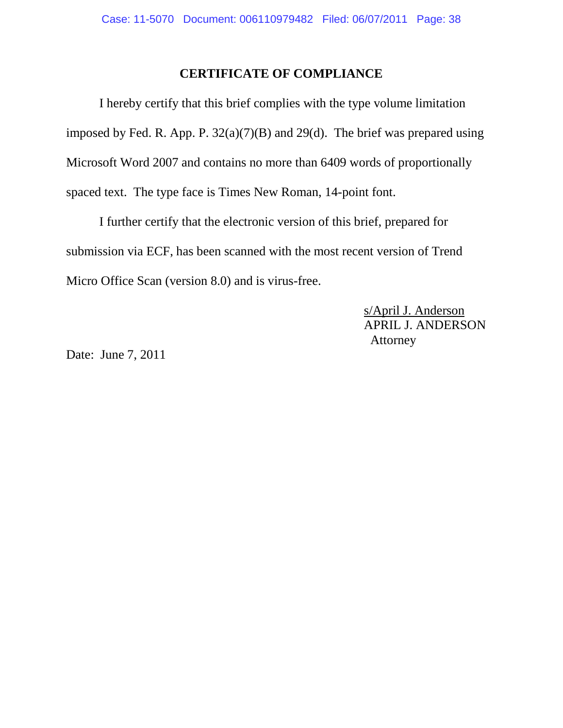## CERTIFICATE OF COMPLIANCE

I hereby certify that this brief complies with the type volume limitation imposed by Fed. R. App. P. 32(a)(7)(B) and 29(d). The brief was prepared using Microsoft Word 2007 and contains no more than 6409 words of proportionally spaced text. The type face is Times New Roman, 14-point font.

I further certify that the electronic version of this brief, prepared for submission via ECF, has been scanned with the most recent version of Trend Micro Office Scan (version 8.0) and is virus-free.

s/April J. Anderson
APRIL J. ANDERSON
Attorney

Date: June 7, 2011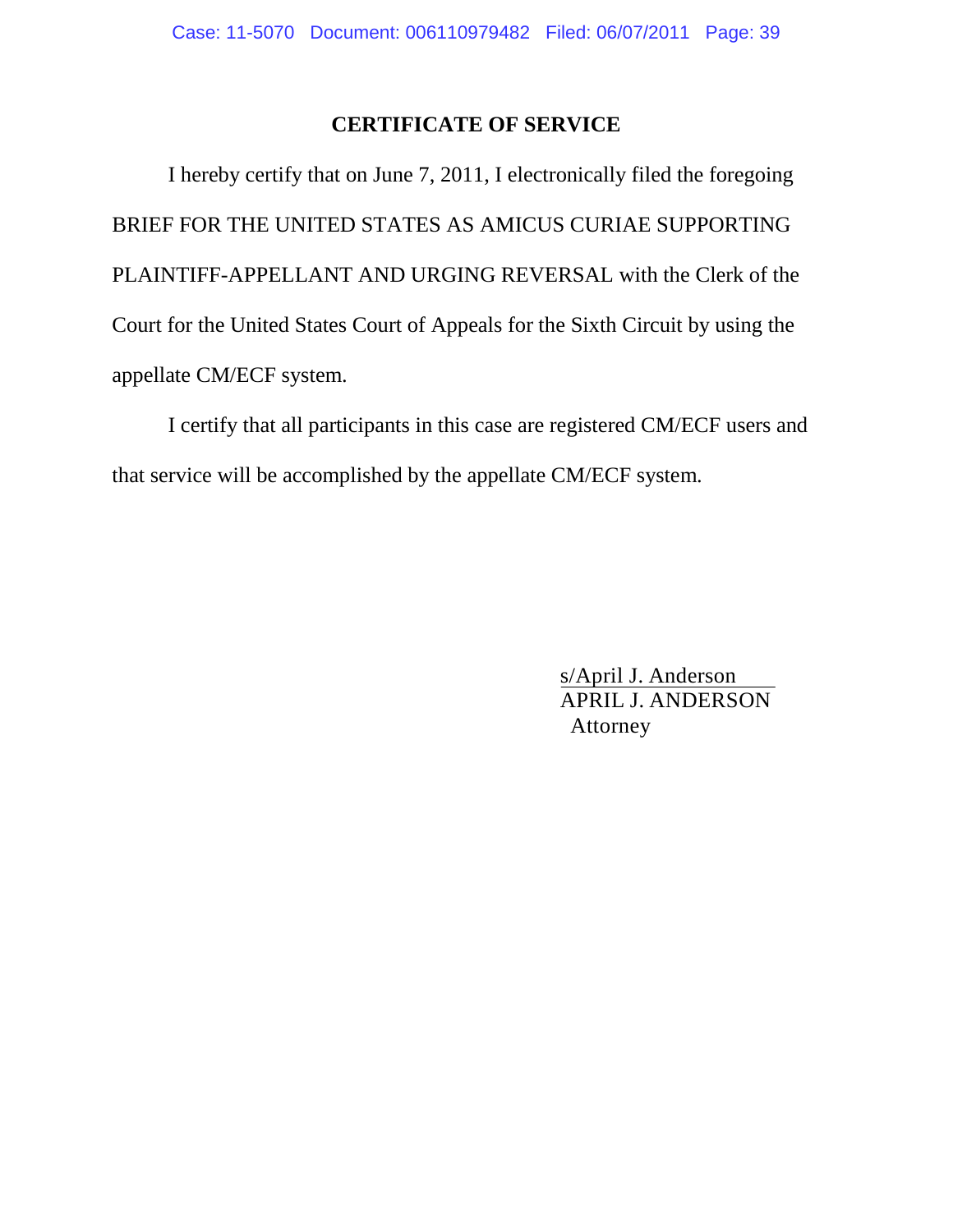## CERTIFICATE OF SERVICE

I hereby certify that on June 7, 2011, I electronically filed the foregoing BRIEF FOR THE UNITED STATES AS AMICUS CURIAE SUPPORTING PLAINTIFF-APPELLANT AND URGING REVERSAL with the Clerk of the Court for the United States Court of Appeals for the Sixth Circuit by using the appellate CM/ECF system.

I certify that all participants in this case are registered CM/ECF users and that service will be accomplished by the appellate CM/ECF system.

s/April J. Anderson
APRIL J. ANDERSON
Attorney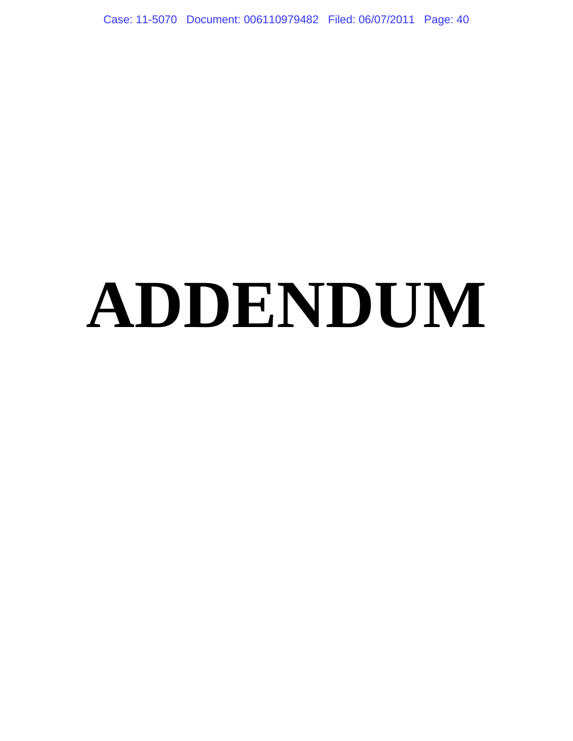# ADDENDUM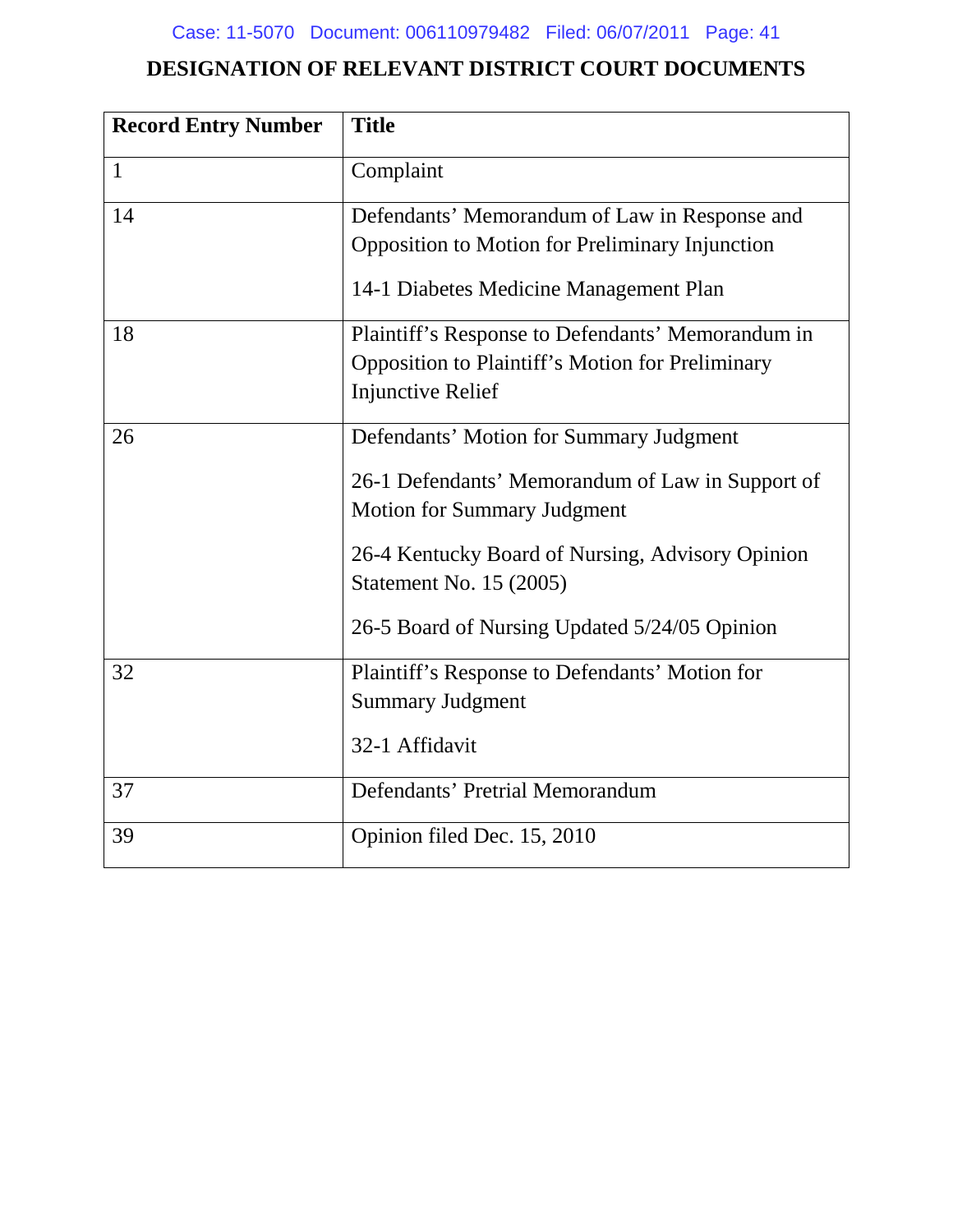# DESIGNATION OF RELEVANT DISTRICT COURT DOCUMENTS

| Record Entry Number | Title |
|---|---|
| 1 | Complaint |
| 14 | Defendants' Memorandum of Law in Response and Opposition to Motion for Preliminary Injunction<br><br>14-1 Diabetes Medicine Management Plan |
| 18 | Plaintiff's Response to Defendants' Memorandum in Opposition to Plaintiff's Motion for Preliminary Injunctive Relief |
| 26 | Defendants' Motion for Summary Judgment<br><br>26-1 Defendants' Memorandum of Law in Support of Motion for Summary Judgment<br><br>26-4 Kentucky Board of Nursing, Advisory Opinion Statement No. 15 (2005)<br><br>26-5 Board of Nursing Updated 5/24/05 Opinion |
| 32 | Plaintiff's Response to Defendants' Motion for Summary Judgment<br><br>32-1 Affidavit |
| 37 | Defendants' Pretrial Memorandum |
| 39 | Opinion filed Dec. 15, 2010 |